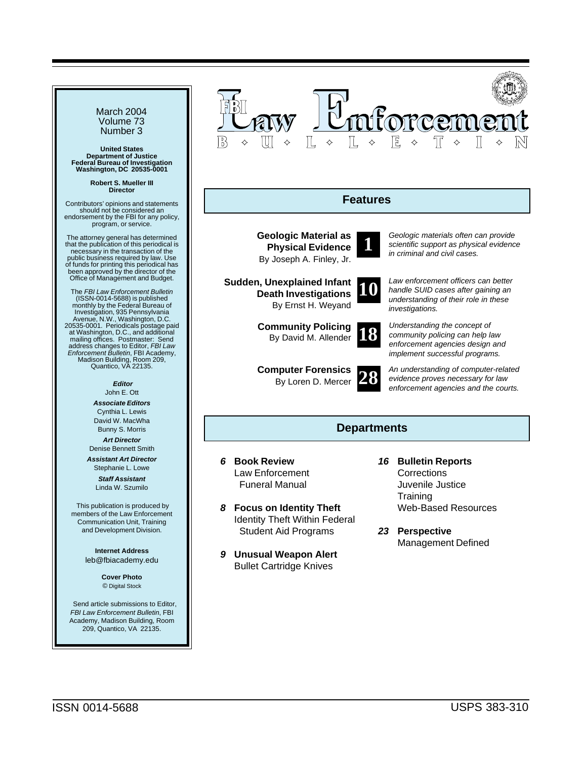# FBI Law Enforcement Bulletin

March 2004
Volume 73
Number 3

**United States Department of Justice Federal Bureau of Investigation Washington, DC 20535-0001**

**Robert S. Mueller III**
**Director**

Contributors' opinions and statements should not be considered an endorsement by the FBI for any policy, program, or service.

The attorney general has determined that the publication of this periodical is necessary in the transaction of the public business required by law. Use of funds for printing this periodical has been approved by the director of the Office of Management and Budget.

The *FBI Law Enforcement Bulletin* (ISSN-0014-5688) is published monthly by the Federal Bureau of Investigation, 935 Pennsylvania Avenue, N.W., Washington, D.C. 20535-0001. Periodicals postage paid at Washington, D.C., and additional mailing offices. Postmaster: Send address changes to Editor, *FBI Law Enforcement Bulletin*, FBI Academy, Madison Building, Room 209, Quantico, VA 22135.

***Editor***
John E. Ott

***Associate Editors***
Cynthia L. Lewis
David W. MacWha
Bunny S. Morris

***Art Director***
Denise Bennett Smith

***Assistant Art Director***
Stephanie L. Lowe

***Staff Assistant***
Linda W. Szumilo

This publication is produced by members of the Law Enforcement Communication Unit, Training and Development Division.

**Internet Address**
leb@fbiacademy.edu

**Cover Photo**
© Digital Stock

Send article submissions to Editor, *FBI Law Enforcement Bulletin*, FBI Academy, Madison Building, Room 209, Quantico, VA 22135.

## Features

**1** **Geologic Material as Physical Evidence**
By Joseph A. Finley, Jr.
*Geologic materials often can provide scientific support as physical evidence in criminal and civil cases.*

**10** **Sudden, Unexplained Infant Death Investigations**
By Ernst H. Weyand
*Law enforcement officers can better handle SUID cases after gaining an understanding of their role in these investigations.*

**18** **Community Policing**
By David M. Allender
*Understanding the concept of community policing can help law enforcement agencies design and implement successful programs.*

**28** **Computer Forensics**
By Loren D. Mercer
*An understanding of computer-related evidence proves necessary for law enforcement agencies and the courts.*

## Departments

***6*** **Book Review**
Law Enforcement Funeral Manual

***8*** **Focus on Identity Theft**
Identity Theft Within Federal Student Aid Programs

***9*** **Unusual Weapon Alert**
Bullet Cartridge Knives

***16*** **Bulletin Reports**
Corrections
Juvenile Justice
Training
Web-Based Resources

***23*** **Perspective**
Management Defined

ISSN 0014-5688 USPS 383-310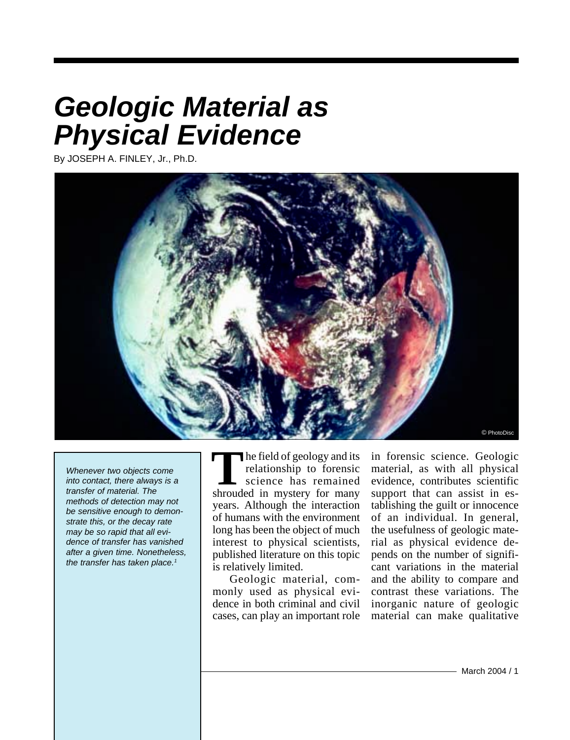# Geologic Material as Physical Evidence

By JOSEPH A. FINLEY, Jr., Ph.D.

*Whenever two objects come into contact, there always is a transfer of material. The methods of detection may not be sensitive enough to demonstrate this, or the decay rate may be so rapid that all evidence of transfer has vanished after a given time. Nonetheless, the transfer has taken place.[1]*

The field of geology and its relationship to forensic science has remained shrouded in mystery for many years. Although the interaction of humans with the environment long has been the object of much interest to physical scientists, published literature on this topic is relatively limited.

Geologic material, commonly used as physical evidence in both criminal and civil cases, can play an important role in forensic science. Geologic material, as with all physical evidence, contributes scientific support that can assist in establishing the guilt or innocence of an individual. In general, the usefulness of geologic material as physical evidence depends on the number of significant variations in the material and the ability to compare and contrast these variations. The inorganic nature of geologic material can make qualitative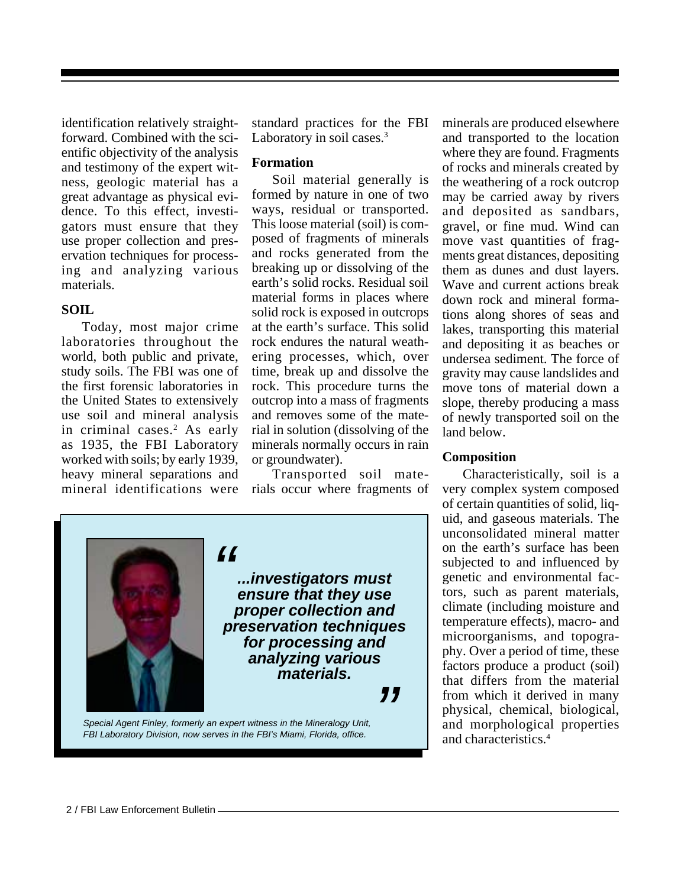identification relatively straightforward. Combined with the scientific objectivity of the analysis and testimony of the expert witness, geologic material has a great advantage as physical evidence. To this effect, investigators must ensure that they use proper collection and preservation techniques for processing and analyzing various materials.

## SOIL

Today, most major crime laboratories throughout the world, both public and private, study soils. The FBI was one of the first forensic laboratories in the United States to extensively use soil and mineral analysis in criminal cases.[2] As early as 1935, the FBI Laboratory worked with soils; by early 1939, heavy mineral separations and mineral identifications were standard practices for the FBI Laboratory in soil cases.[3]

### Formation

Soil material generally is formed by nature in one of two ways, residual or transported. This loose material (soil) is composed of fragments of minerals and rocks generated from the breaking up or dissolving of the earth's solid rocks. Residual soil material forms in places where solid rock is exposed in outcrops at the earth's surface. This solid rock endures the natural weathering processes, which, over time, break up and dissolve the rock. This procedure turns the outcrop into a mass of fragments and removes some of the material in solution (dissolving of the minerals normally occurs in rain or groundwater).

Transported soil materials occur where fragments of minerals are produced elsewhere and transported to the location where they are found. Fragments of rocks and minerals created by the weathering of a rock outcrop may be carried away by rivers and deposited as sandbars, gravel, or fine mud. Wind can move vast quantities of fragments great distances, depositing them as dunes and dust layers. Wave and current actions break down rock and mineral formations along shores of seas and lakes, transporting this material and depositing it as beaches or undersea sediment. The force of gravity may cause landslides and move tons of material down a slope, thereby producing a mass of newly transported soil on the land below.

### Composition

Characteristically, soil is a very complex system composed of certain quantities of solid, liquid, and gaseous materials. The unconsolidated mineral matter on the earth's surface has been subjected to and influenced by genetic and environmental factors, such as parent materials, climate (including moisture and temperature effects), macro- and microorganisms, and topography. Over a period of time, these factors produce a product (soil) that differs from the material from which it derived in many physical, chemical, biological, and morphological properties and characteristics.[4]

> ***"...investigators must ensure that they use proper collection and preservation techniques for processing and analyzing various materials."***

*Special Agent Finley, formerly an expert witness in the Mineralogy Unit, FBI Laboratory Division, now serves in the FBI's Miami, Florida, office.*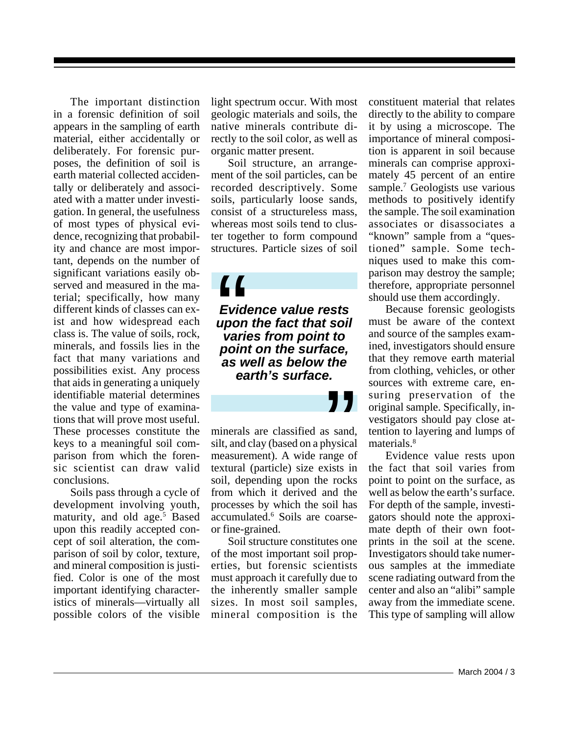The important distinction in a forensic definition of soil appears in the sampling of earth material, either accidentally or deliberately. For forensic purposes, the definition of soil is earth material collected accidentally or deliberately and associated with a matter under investigation. In general, the usefulness of most types of physical evidence, recognizing that probability and chance are most important, depends on the number of significant variations easily observed and measured in the material; specifically, how many different kinds of classes can exist and how widespread each class is. The value of soils, rock, minerals, and fossils lies in the fact that many variations and possibilities exist. Any process that aids in generating a uniquely identifiable material determines the value and type of examinations that will prove most useful. These processes constitute the keys to a meaningful soil comparison from which the forensic scientist can draw valid conclusions.

Soils pass through a cycle of development involving youth, maturity, and old age.[5] Based upon this readily accepted concept of soil alteration, the comparison of soil by color, texture, and mineral composition is justified. Color is one of the most important identifying characteristics of minerals—virtually all possible colors of the visible light spectrum occur. With most geologic materials and soils, the native minerals contribute directly to the soil color, as well as organic matter present.

Soil structure, an arrangement of the soil particles, can be recorded descriptively. Some soils, particularly loose sands, consist of a structureless mass, whereas most soils tend to cluster together to form compound structures. Particle sizes of soil minerals are classified as sand, silt, and clay (based on a physical measurement). A wide range of textural (particle) size exists in soil, depending upon the rocks from which it derived and the processes by which the soil has accumulated.[6] Soils are coarse- or fine-grained.

> ***"Evidence value rests upon the fact that soil varies from point to point on the surface, as well as below the earth's surface."***

Soil structure constitutes one of the most important soil properties, but forensic scientists must approach it carefully due to the inherently smaller sample sizes. In most soil samples, mineral composition is the constituent material that relates directly to the ability to compare it by using a microscope. The importance of mineral composition is apparent in soil because minerals can comprise approximately 45 percent of an entire sample.[7] Geologists use various methods to positively identify the sample. The soil examination associates or disassociates a "known" sample from a "questioned" sample. Some techniques used to make this comparison may destroy the sample; therefore, appropriate personnel should use them accordingly.

Because forensic geologists must be aware of the context and source of the samples examined, investigators should ensure that they remove earth material from clothing, vehicles, or other sources with extreme care, ensuring preservation of the original sample. Specifically, investigators should pay close attention to layering and lumps of materials.[8]

Evidence value rests upon the fact that soil varies from point to point on the surface, as well as below the earth's surface. For depth of the sample, investigators should note the approximate depth of their own footprints in the soil at the scene. Investigators should take numerous samples at the immediate scene radiating outward from the center and also an "alibi" sample away from the immediate scene. This type of sampling will allow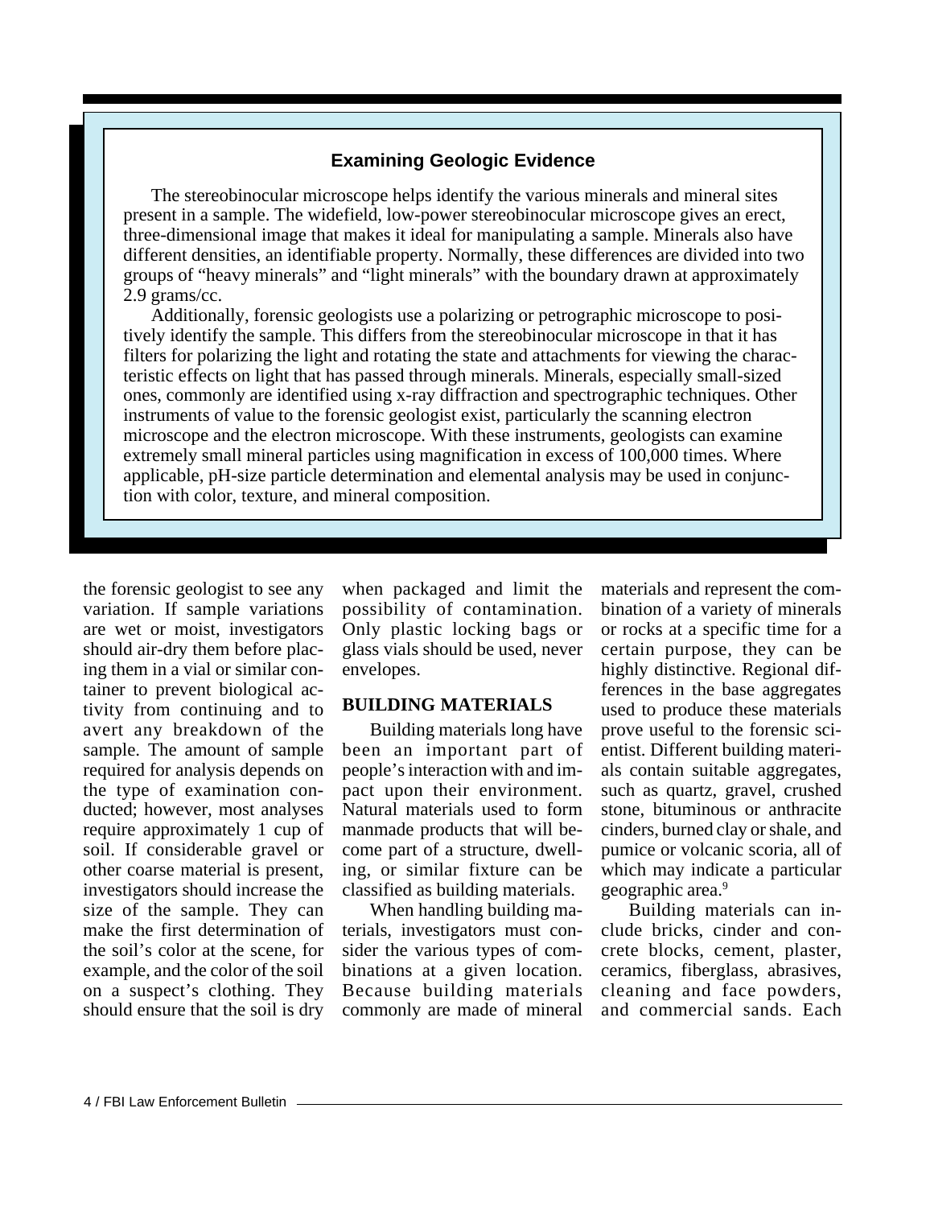### Examining Geologic Evidence

The stereobinocular microscope helps identify the various minerals and mineral sites present in a sample. The widefield, low-power stereobinocular microscope gives an erect, three-dimensional image that makes it ideal for manipulating a sample. Minerals also have different densities, an identifiable property. Normally, these differences are divided into two groups of "heavy minerals" and "light minerals" with the boundary drawn at approximately 2.9 grams/cc.

Additionally, forensic geologists use a polarizing or petrographic microscope to positively identify the sample. This differs from the stereobinocular microscope in that it has filters for polarizing the light and rotating the state and attachments for viewing the characteristic effects on light that has passed through minerals. Minerals, especially small-sized ones, commonly are identified using x-ray diffraction and spectrographic techniques. Other instruments of value to the forensic geologist exist, particularly the scanning electron microscope and the electron microscope. With these instruments, geologists can examine extremely small mineral particles using magnification in excess of 100,000 times. Where applicable, pH-size particle determination and elemental analysis may be used in conjunction with color, texture, and mineral composition.

---

the forensic geologist to see any variation. If sample variations are wet or moist, investigators should air-dry them before placing them in a vial or similar container to prevent biological activity from continuing and to avert any breakdown of the sample. The amount of sample required for analysis depends on the type of examination conducted; however, most analyses require approximately 1 cup of soil. If considerable gravel or other coarse material is present, investigators should increase the size of the sample. They can make the first determination of the soil's color at the scene, for example, and the color of the soil on a suspect's clothing. They should ensure that the soil is dry when packaged and limit the possibility of contamination. Only plastic locking bags or glass vials should be used, never envelopes.

## BUILDING MATERIALS

Building materials long have been an important part of people's interaction with and impact upon their environment. Natural materials used to form manmade products that will become part of a structure, dwelling, or similar fixture can be classified as building materials.

When handling building materials, investigators must consider the various types of combinations at a given location. Because building materials commonly are made of mineral materials and represent the combination of a variety of minerals or rocks at a specific time for a certain purpose, they can be highly distinctive. Regional differences in the base aggregates used to produce these materials prove useful to the forensic scientist. Different building materials contain suitable aggregates, such as quartz, gravel, crushed stone, bituminous or anthracite cinders, burned clay or shale, and pumice or volcanic scoria, all of which may indicate a particular geographic area.[9]

Building materials can include bricks, cinder and concrete blocks, cement, plaster, ceramics, fiberglass, abrasives, cleaning and face powders, and commercial sands. Each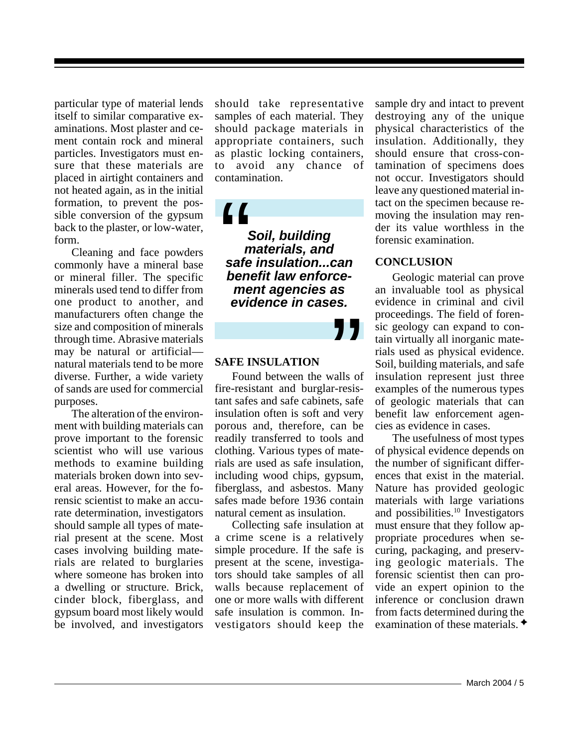particular type of material lends itself to similar comparative examinations. Most plaster and cement contain rock and mineral particles. Investigators must ensure that these materials are placed in airtight containers and not heated again, as in the initial formation, to prevent the possible conversion of the gypsum back to the plaster, or low-water, form.

Cleaning and face powders commonly have a mineral base or mineral filler. The specific minerals used tend to differ from one product to another, and manufacturers often change the size and composition of minerals through time. Abrasive materials may be natural or artificial—natural materials tend to be more diverse. Further, a wide variety of sands are used for commercial purposes.

The alteration of the environment with building materials can prove important to the forensic scientist who will use various methods to examine building materials broken down into several areas. However, for the forensic scientist to make an accurate determination, investigators should sample all types of material present at the scene. Most cases involving building materials are related to burglaries where someone has broken into a dwelling or structure. Brick, cinder block, fiberglass, and gypsum board most likely would be involved, and investigators should take representative samples of each material. They should package materials in appropriate containers, such as plastic locking containers, to avoid any chance of contamination.

> ***"Soil, building materials, and safe insulation...can benefit law enforcement agencies as evidence in cases."***

## SAFE INSULATION

Found between the walls of fire-resistant and burglar-resistant safes and safe cabinets, safe insulation often is soft and very porous and, therefore, can be readily transferred to tools and clothing. Various types of materials are used as safe insulation, including wood chips, gypsum, fiberglass, and asbestos. Many safes made before 1936 contain natural cement as insulation.

Collecting safe insulation at a crime scene is a relatively simple procedure. If the safe is present at the scene, investigators should take samples of all walls because replacement of one or more walls with different safe insulation is common. Investigators should keep the sample dry and intact to prevent destroying any of the unique physical characteristics of the insulation. Additionally, they should ensure that cross-contamination of specimens does not occur. Investigators should leave any questioned material intact on the specimen because removing the insulation may render its value worthless in the forensic examination.

## CONCLUSION

Geologic material can prove an invaluable tool as physical evidence in criminal and civil proceedings. The field of forensic geology can expand to contain virtually all inorganic materials used as physical evidence. Soil, building materials, and safe insulation represent just three examples of the numerous types of geologic materials that can benefit law enforcement agencies as evidence in cases.

The usefulness of most types of physical evidence depends on the number of significant differences that exist in the material. Nature has provided geologic materials with large variations and possibilities.[10] Investigators must ensure that they follow appropriate procedures when securing, packaging, and preserving geologic materials. The forensic scientist then can provide an expert opinion to the inference or conclusion drawn from facts determined during the examination of these materials. ✦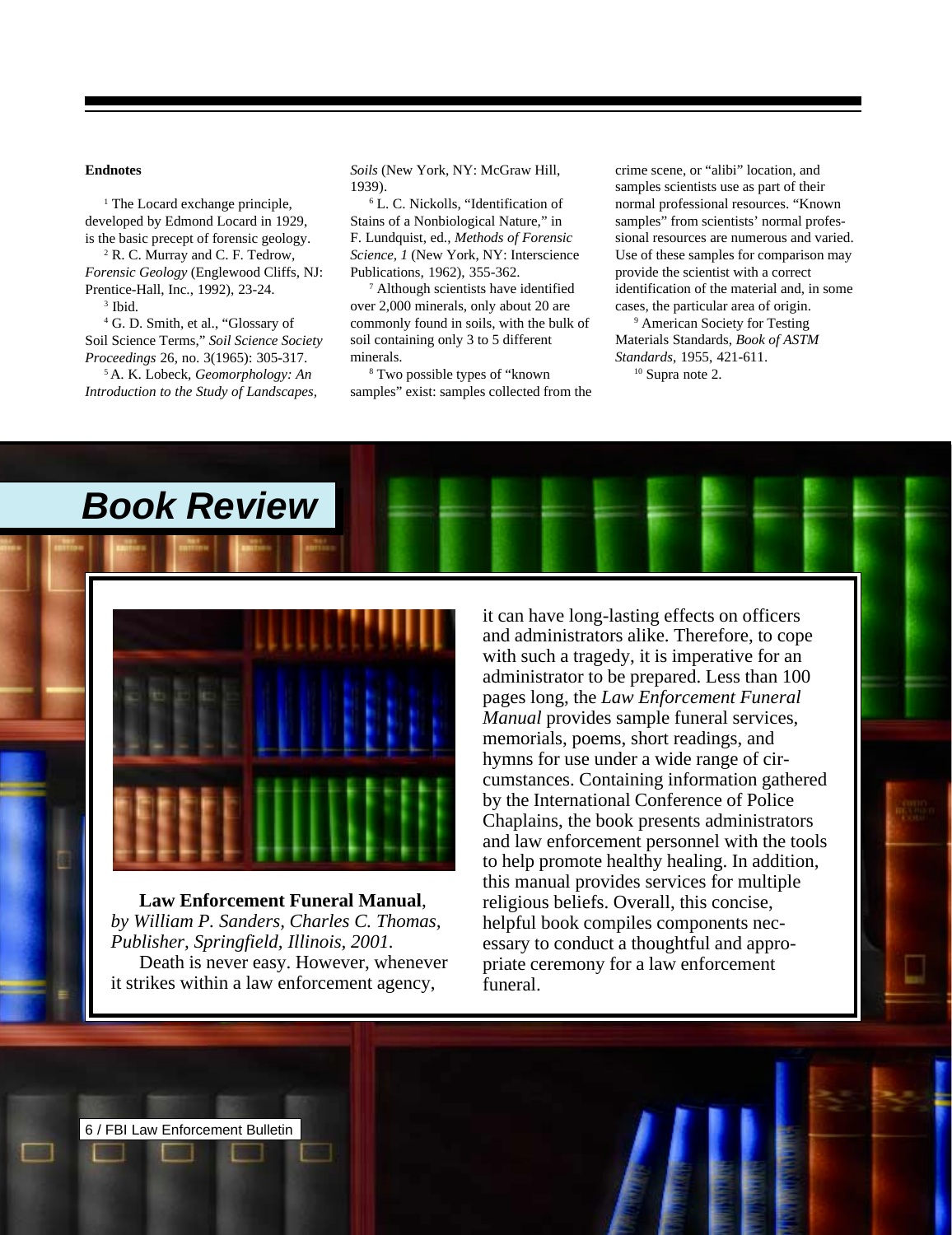**Endnotes**

[1] The Locard exchange principle, developed by Edmond Locard in 1929, is the basic precept of forensic geology.

[2] R. C. Murray and C. F. Tedrow, *Forensic Geology* (Englewood Cliffs, NJ: Prentice-Hall, Inc., 1992), 23-24.

[3] Ibid.

[4] G. D. Smith, et al., "Glossary of Soil Science Terms," *Soil Science Society Proceedings* 26, no. 3(1965): 305-317.

[5] A. K. Lobeck, *Geomorphology: An Introduction to the Study of Landscapes, Soils* (New York, NY: McGraw Hill, 1939).

[6] L. C. Nickolls, "Identification of Stains of a Nonbiological Nature," in F. Lundquist, ed., *Methods of Forensic Science, 1* (New York, NY: Interscience Publications, 1962), 355-362.

[7] Although scientists have identified over 2,000 minerals, only about 20 are commonly found in soils, with the bulk of soil containing only 3 to 5 different minerals.

[8] Two possible types of "known samples" exist: samples collected from the crime scene, or "alibi" location, and samples scientists use as part of their normal professional resources. "Known samples" from scientists' normal professional resources are numerous and varied. Use of these samples for comparison may provide the scientist with a correct identification of the material and, in some cases, the particular area of origin.

[9] American Society for Testing Materials Standards, *Book of ASTM Standards*, 1955, 421-611.

[10] Supra note 2.

# Book Review

**Law Enforcement Funeral Manual**, *by William P. Sanders, Charles C. Thomas, Publisher, Springfield, Illinois, 2001.*

Death is never easy. However, whenever it strikes within a law enforcement agency, it can have long-lasting effects on officers and administrators alike. Therefore, to cope with such a tragedy, it is imperative for an administrator to be prepared. Less than 100 pages long, the *Law Enforcement Funeral Manual* provides sample funeral services, memorials, poems, short readings, and hymns for use under a wide range of circumstances. Containing information gathered by the International Conference of Police Chaplains, the book presents administrators and law enforcement personnel with the tools to help promote healthy healing. In addition, this manual provides services for multiple religious beliefs. Overall, this concise, helpful book compiles components necessary to conduct a thoughtful and appropriate ceremony for a law enforcement funeral.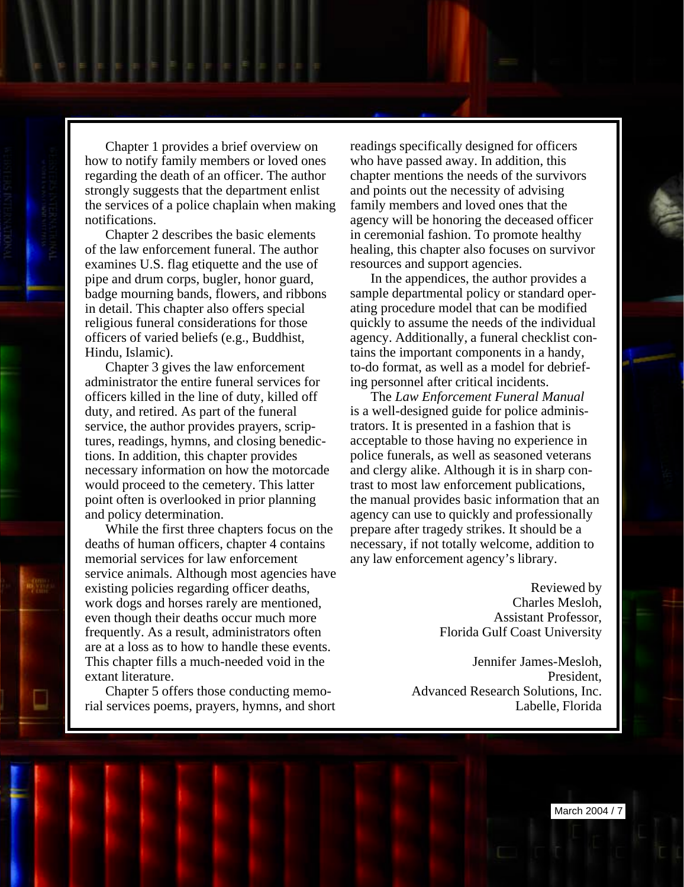Chapter 1 provides a brief overview on how to notify family members or loved ones regarding the death of an officer. The author strongly suggests that the department enlist the services of a police chaplain when making notifications.

Chapter 2 describes the basic elements of the law enforcement funeral. The author examines U.S. flag etiquette and the use of pipe and drum corps, bugler, honor guard, badge mourning bands, flowers, and ribbons in detail. This chapter also offers special religious funeral considerations for those officers of varied beliefs (e.g., Buddhist, Hindu, Islamic).

Chapter 3 gives the law enforcement administrator the entire funeral services for officers killed in the line of duty, killed off duty, and retired. As part of the funeral service, the author provides prayers, scriptures, readings, hymns, and closing benedictions. In addition, this chapter provides necessary information on how the motorcade would proceed to the cemetery. This latter point often is overlooked in prior planning and policy determination.

While the first three chapters focus on the deaths of human officers, chapter 4 contains memorial services for law enforcement service animals. Although most agencies have existing policies regarding officer deaths, work dogs and horses rarely are mentioned, even though their deaths occur much more frequently. As a result, administrators often are at a loss as to how to handle these events. This chapter fills a much-needed void in the extant literature.

Chapter 5 offers those conducting memorial services poems, prayers, hymns, and short readings specifically designed for officers who have passed away. In addition, this chapter mentions the needs of the survivors and points out the necessity of advising family members and loved ones that the agency will be honoring the deceased officer in ceremonial fashion. To promote healthy healing, this chapter also focuses on survivor resources and support agencies.

In the appendices, the author provides a sample departmental policy or standard operating procedure model that can be modified quickly to assume the needs of the individual agency. Additionally, a funeral checklist contains the important components in a handy, to-do format, as well as a model for debriefing personnel after critical incidents.

The *Law Enforcement Funeral Manual* is a well-designed guide for police administrators. It is presented in a fashion that is acceptable to those having no experience in police funerals, as well as seasoned veterans and clergy alike. Although it is in sharp contrast to most law enforcement publications, the manual provides basic information that an agency can use to quickly and professionally prepare after tragedy strikes. It should be a necessary, if not totally welcome, addition to any law enforcement agency's library.

Reviewed by
Charles Mesloh,
Assistant Professor,
Florida Gulf Coast University

Jennifer James-Mesloh,
President,
Advanced Research Solutions, Inc.
Labelle, Florida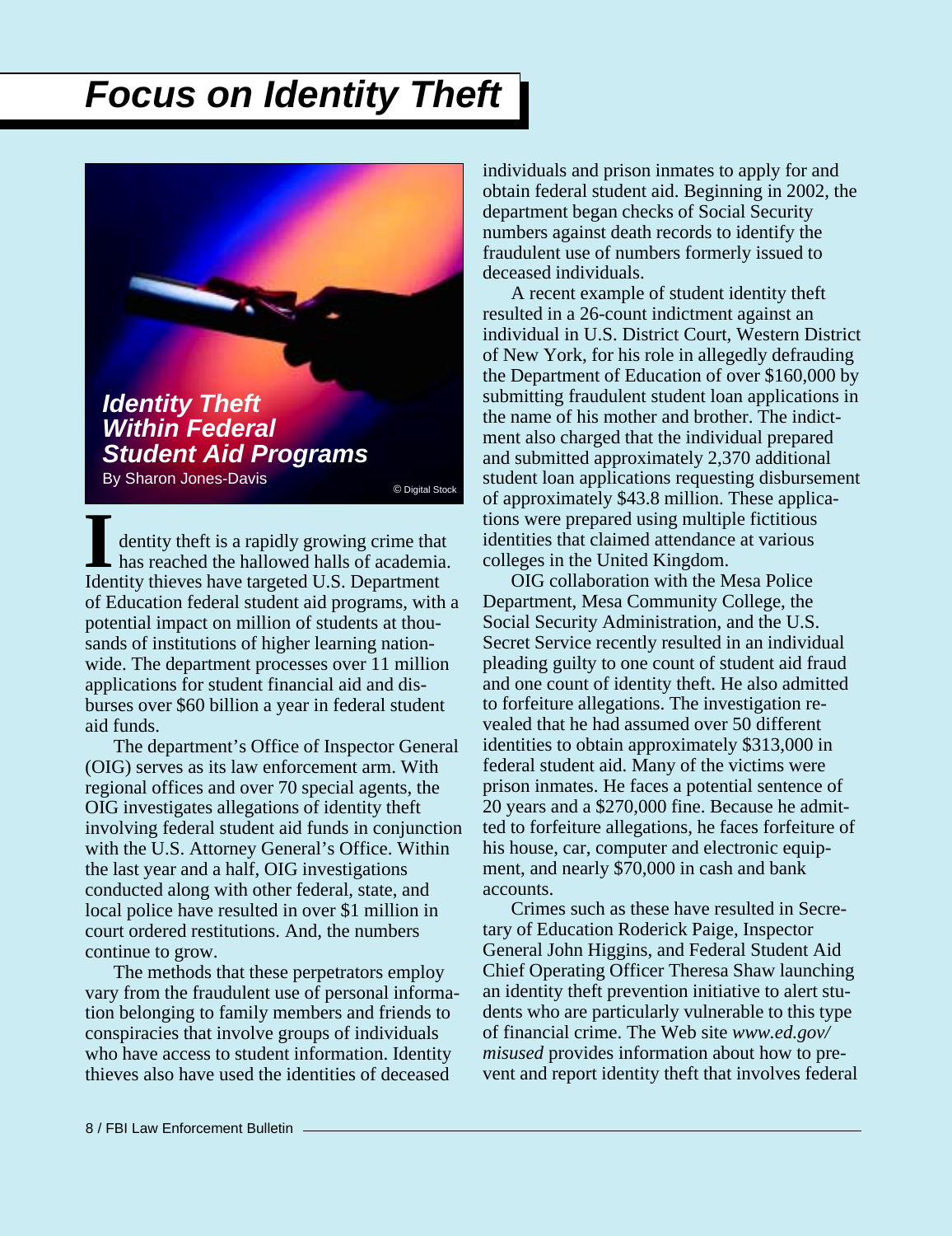# Focus on Identity Theft

## Identity Theft Within Federal Student Aid Programs

By Sharon Jones-Davis

© Digital Stock

Identity theft is a rapidly growing crime that has reached the hallowed halls of academia. Identity thieves have targeted U.S. Department of Education federal student aid programs, with a potential impact on million of students at thousands of institutions of higher learning nationwide. The department processes over 11 million applications for student financial aid and disburses over $60 billion a year in federal student aid funds.

The department's Office of Inspector General (OIG) serves as its law enforcement arm. With regional offices and over 70 special agents, the OIG investigates allegations of identity theft involving federal student aid funds in conjunction with the U.S. Attorney General's Office. Within the last year and a half, OIG investigations conducted along with other federal, state, and local police have resulted in over $1 million in court ordered restitutions. And, the numbers continue to grow.

The methods that these perpetrators employ vary from the fraudulent use of personal information belonging to family members and friends to conspiracies that involve groups of individuals who have access to student information. Identity thieves also have used the identities of deceased individuals and prison inmates to apply for and obtain federal student aid. Beginning in 2002, the department began checks of Social Security numbers against death records to identify the fraudulent use of numbers formerly issued to deceased individuals.

A recent example of student identity theft resulted in a 26-count indictment against an individual in U.S. District Court, Western District of New York, for his role in allegedly defrauding the Department of Education of over $160,000 by submitting fraudulent student loan applications in the name of his mother and brother. The indictment also charged that the individual prepared and submitted approximately 2,370 additional student loan applications requesting disbursement of approximately $43.8 million. These applications were prepared using multiple fictitious identities that claimed attendance at various colleges in the United Kingdom.

OIG collaboration with the Mesa Police Department, Mesa Community College, the Social Security Administration, and the U.S. Secret Service recently resulted in an individual pleading guilty to one count of student aid fraud and one count of identity theft. He also admitted to forfeiture allegations. The investigation revealed that he had assumed over 50 different identities to obtain approximately $313,000 in federal student aid. Many of the victims were prison inmates. He faces a potential sentence of 20 years and a $270,000 fine. Because he admitted to forfeiture allegations, he faces forfeiture of his house, car, computer and electronic equipment, and nearly $70,000 in cash and bank accounts.

Crimes such as these have resulted in Secretary of Education Roderick Paige, Inspector General John Higgins, and Federal Student Aid Chief Operating Officer Theresa Shaw launching an identity theft prevention initiative to alert students who are particularly vulnerable to this type of financial crime. The Web site *www.ed.gov/misused* provides information about how to prevent and report identity theft that involves federal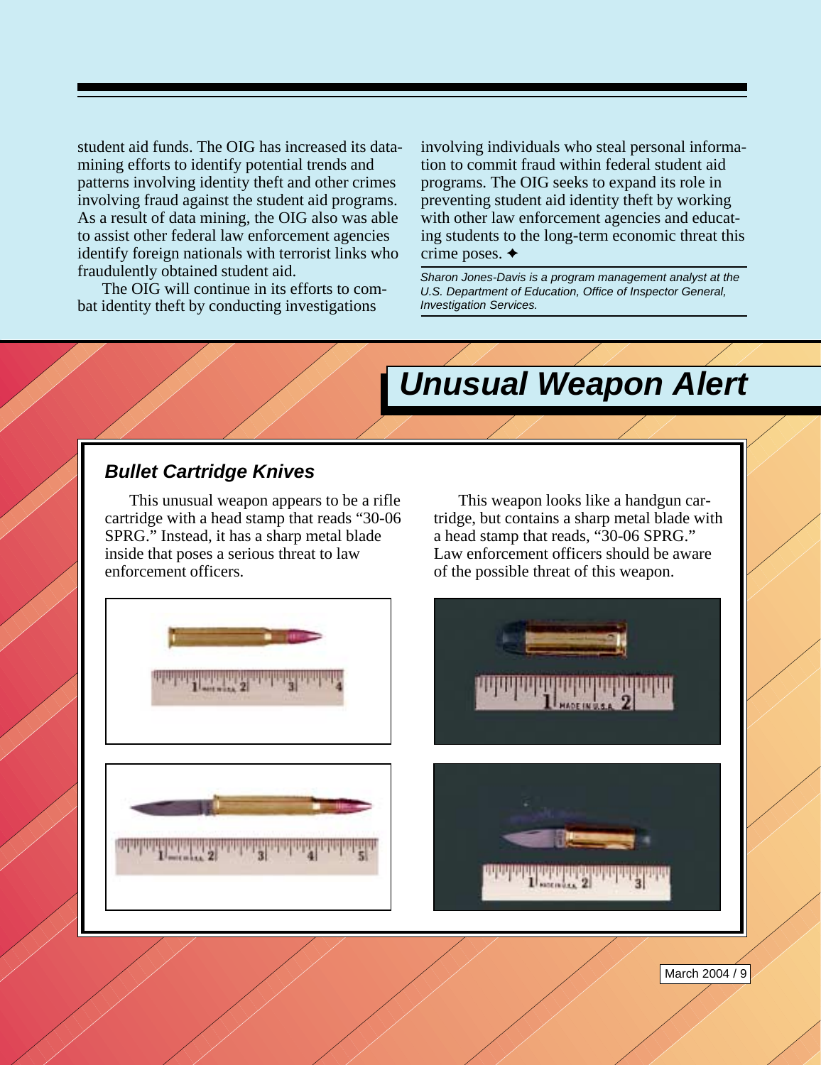student aid funds. The OIG has increased its data-mining efforts to identify potential trends and patterns involving identity theft and other crimes involving fraud against the student aid programs. As a result of data mining, the OIG also was able to assist other federal law enforcement agencies identify foreign nationals with terrorist links who fraudulently obtained student aid.

The OIG will continue in its efforts to combat identity theft by conducting investigations involving individuals who steal personal information to commit fraud within federal student aid programs. The OIG seeks to expand its role in preventing student aid identity theft by working with other law enforcement agencies and educating students to the long-term economic threat this crime poses. ✦

*Sharon Jones-Davis is a program management analyst at the U.S. Department of Education, Office of Inspector General, Investigation Services.*

# Unusual Weapon Alert

### Bullet Cartridge Knives

This unusual weapon appears to be a rifle cartridge with a head stamp that reads "30-06 SPRG." Instead, it has a sharp metal blade inside that poses a serious threat to law enforcement officers.

This weapon looks like a handgun cartridge, but contains a sharp metal blade with a head stamp that reads, "30-06 SPRG." Law enforcement officers should be aware of the possible threat of this weapon.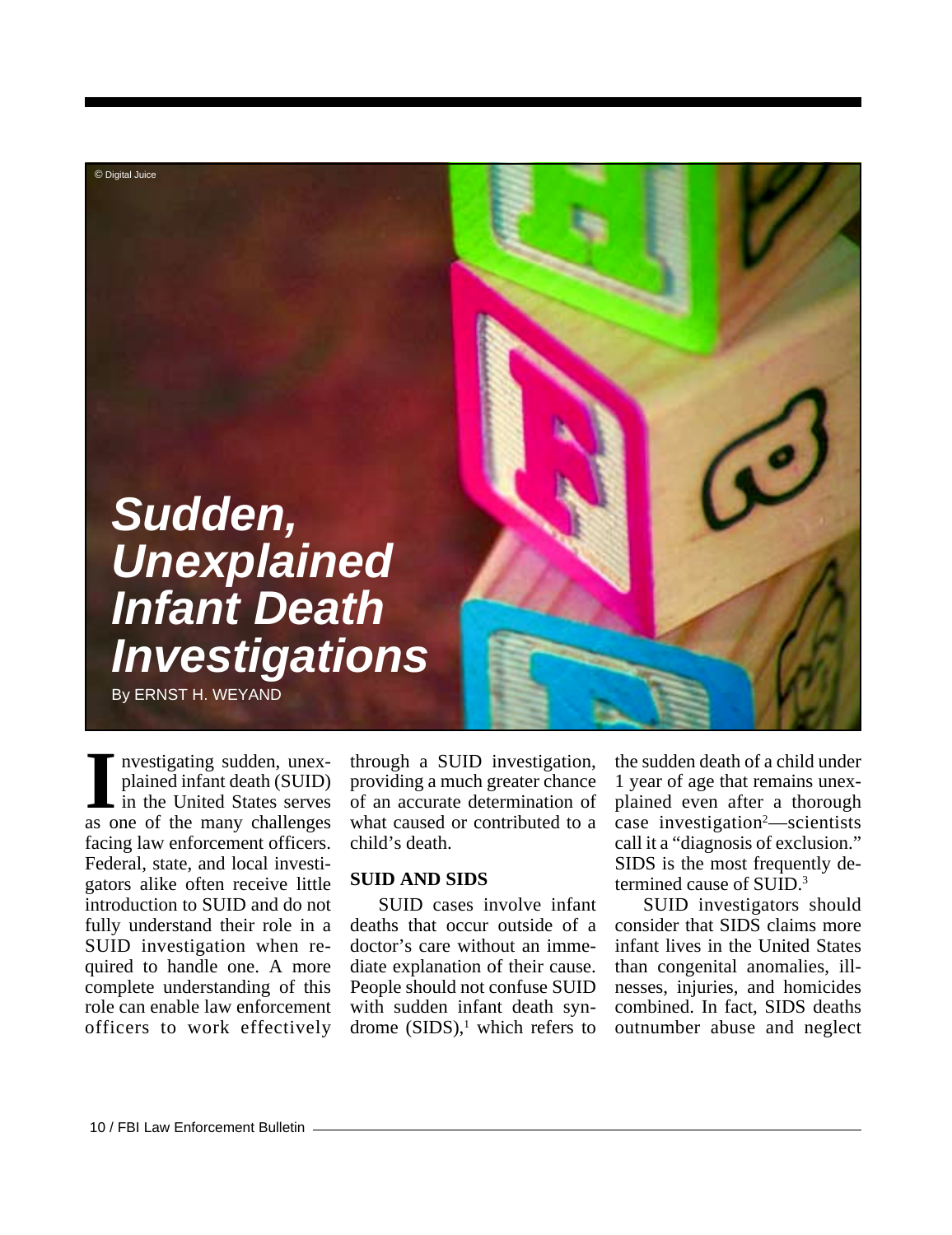# Sudden, Unexplained Infant Death Investigations

By ERNST H. WEYAND

Investigating sudden, unexplained infant death (SUID) in the United States serves as one of the many challenges facing law enforcement officers. Federal, state, and local investigators alike often receive little introduction to SUID and do not fully understand their role in a SUID investigation when required to handle one. A more complete understanding of this role can enable law enforcement officers to work effectively through a SUID investigation, providing a much greater chance of an accurate determination of what caused or contributed to a child's death.

## SUID AND SIDS

SUID cases involve infant deaths that occur outside of a doctor's care without an immediate explanation of their cause. People should not confuse SUID with sudden infant death syndrome (SIDS),[1] which refers to the sudden death of a child under 1 year of age that remains unexplained even after a thorough case investigation[2]—scientists call it a "diagnosis of exclusion." SIDS is the most frequently determined cause of SUID.[3]

SUID investigators should consider that SIDS claims more infant lives in the United States than congenital anomalies, illnesses, injuries, and homicides combined. In fact, SIDS deaths outnumber abuse and neglect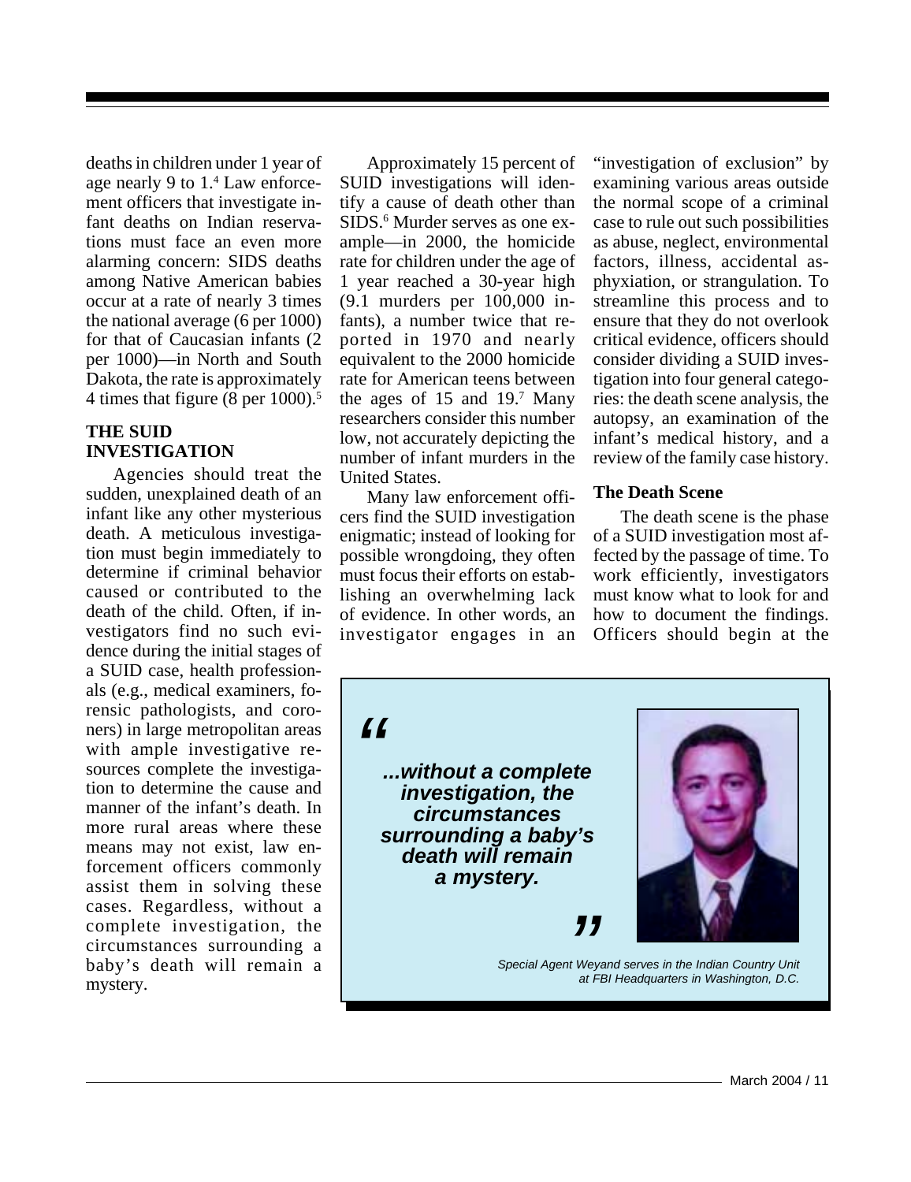deaths in children under 1 year of age nearly 9 to 1.[4] Law enforcement officers that investigate infant deaths on Indian reservations must face an even more alarming concern: SIDS deaths among Native American babies occur at a rate of nearly 3 times the national average (6 per 1000) for that of Caucasian infants (2 per 1000)—in North and South Dakota, the rate is approximately 4 times that figure (8 per 1000).[5]

### THE SUID INVESTIGATION

Agencies should treat the sudden, unexplained death of an infant like any other mysterious death. A meticulous investigation must begin immediately to determine if criminal behavior caused or contributed to the death of the child. Often, if investigators find no such evidence during the initial stages of a SUID case, health professionals (e.g., medical examiners, forensic pathologists, and coroners) in large metropolitan areas with ample investigative resources complete the investigation to determine the cause and manner of the infant's death. In more rural areas where these means may not exist, law enforcement officers commonly assist them in solving these cases. Regardless, without a complete investigation, the circumstances surrounding a baby's death will remain a mystery.

Approximately 15 percent of SUID investigations will identify a cause of death other than SIDS.[6] Murder serves as one example—in 2000, the homicide rate for children under the age of 1 year reached a 30-year high (9.1 murders per 100,000 infants), a number twice that reported in 1970 and nearly equivalent to the 2000 homicide rate for American teens between the ages of 15 and 19.[7] Many researchers consider this number low, not accurately depicting the number of infant murders in the United States.

Many law enforcement officers find the SUID investigation enigmatic; instead of looking for possible wrongdoing, they often must focus their efforts on establishing an overwhelming lack of evidence. In other words, an investigator engages in an "investigation of exclusion" by examining various areas outside the normal scope of a criminal case to rule out such possibilities as abuse, neglect, environmental factors, illness, accidental asphyxiation, or strangulation. To streamline this process and to ensure that they do not overlook critical evidence, officers should consider dividing a SUID investigation into four general categories: the death scene analysis, the autopsy, an examination of the infant's medical history, and a review of the family case history.

#### The Death Scene

The death scene is the phase of a SUID investigation most affected by the passage of time. To work efficiently, investigators must know what to look for and how to document the findings. Officers should begin at the

> ***"...without a complete investigation, the circumstances surrounding a baby's death will remain a mystery."***

*Special Agent Weyand serves in the Indian Country Unit at FBI Headquarters in Washington, D.C.*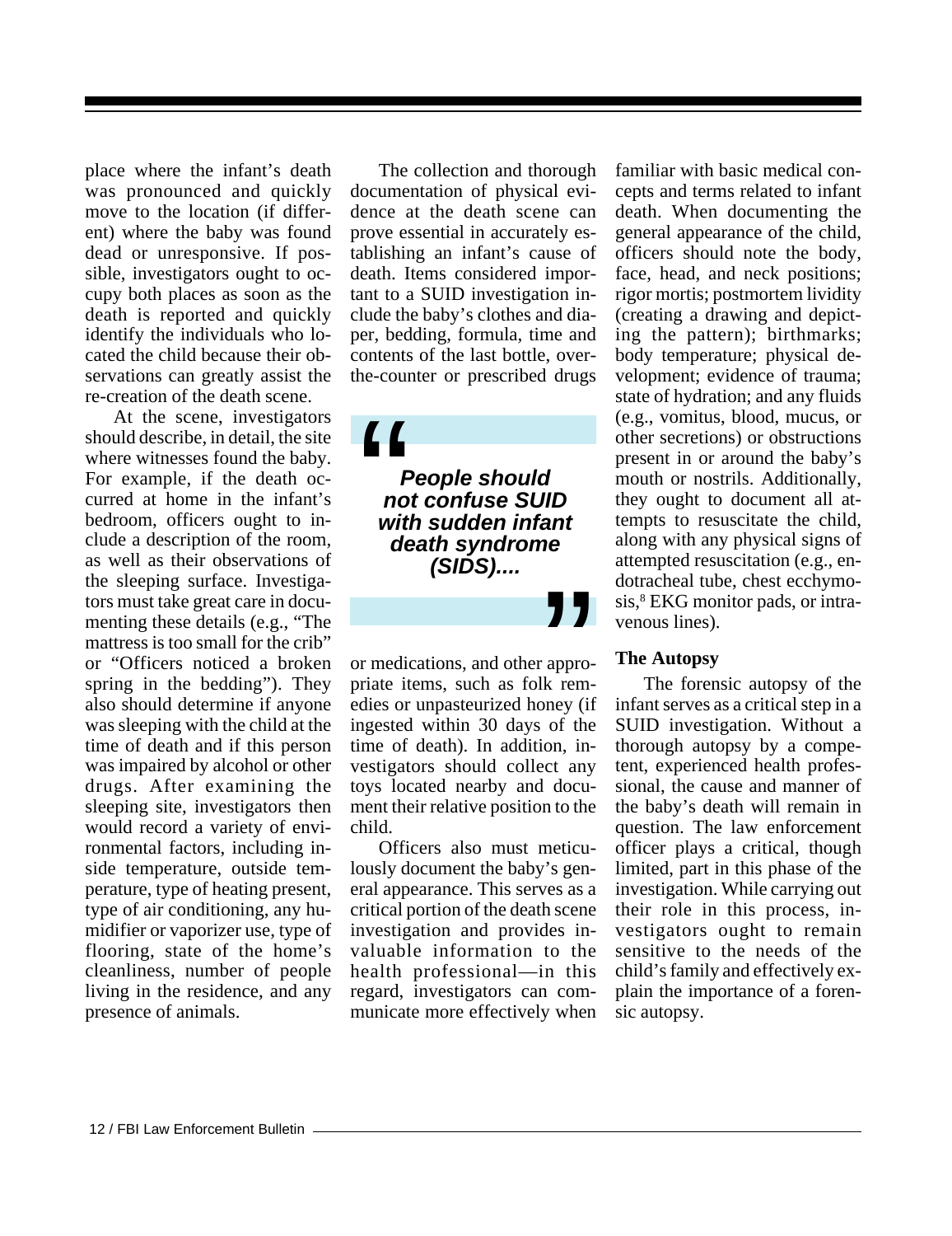place where the infant's death was pronounced and quickly move to the location (if different) where the baby was found dead or unresponsive. If possible, investigators ought to occupy both places as soon as the death is reported and quickly identify the individuals who located the child because their observations can greatly assist the re-creation of the death scene.

At the scene, investigators should describe, in detail, the site where witnesses found the baby. For example, if the death occurred at home in the infant's bedroom, officers ought to include a description of the room, as well as their observations of the sleeping surface. Investigators must take great care in documenting these details (e.g., "The mattress is too small for the crib" or "Officers noticed a broken spring in the bedding"). They also should determine if anyone was sleeping with the child at the time of death and if this person was impaired by alcohol or other drugs. After examining the sleeping site, investigators then would record a variety of environmental factors, including inside temperature, outside temperature, type of heating present, type of air conditioning, any humidifier or vaporizer use, type of flooring, state of the home's cleanliness, number of people living in the residence, and any presence of animals.

The collection and thorough documentation of physical evidence at the death scene can prove essential in accurately establishing an infant's cause of death. Items considered important to a SUID investigation include the baby's clothes and diaper, bedding, formula, time and contents of the last bottle, over-the-counter or prescribed drugs or medications, and other appropriate items, such as folk remedies or unpasteurized honey (if ingested within 30 days of the time of death). In addition, investigators should collect any toys located nearby and document their relative position to the child.

> ***People should not confuse SUID with sudden infant death syndrome (SIDS)....***

Officers also must meticulously document the baby's general appearance. This serves as a critical portion of the death scene investigation and provides invaluable information to the health professional—in this regard, investigators can communicate more effectively when familiar with basic medical concepts and terms related to infant death. When documenting the general appearance of the child, officers should note the body, face, head, and neck positions; rigor mortis; postmortem lividity (creating a drawing and depicting the pattern); birthmarks; body temperature; physical development; evidence of trauma; state of hydration; and any fluids (e.g., vomitus, blood, mucus, or other secretions) or obstructions present in or around the baby's mouth or nostrils. Additionally, they ought to document all attempts to resuscitate the child, along with any physical signs of attempted resuscitation (e.g., endotracheal tube, chest ecchymosis,[8] EKG monitor pads, or intravenous lines).

**The Autopsy**

The forensic autopsy of the infant serves as a critical step in a SUID investigation. Without a thorough autopsy by a competent, experienced health professional, the cause and manner of the baby's death will remain in question. The law enforcement officer plays a critical, though limited, part in this phase of the investigation. While carrying out their role in this process, investigators ought to remain sensitive to the needs of the child's family and effectively explain the importance of a forensic autopsy.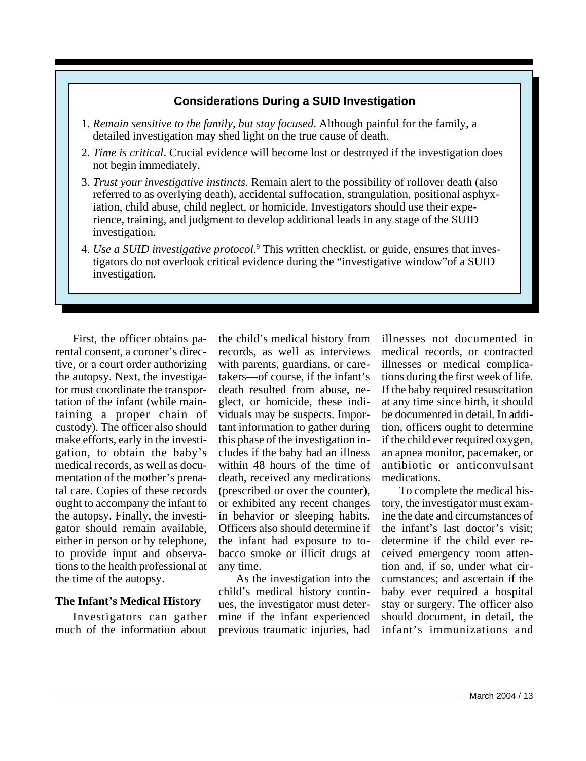### Considerations During a SUID Investigation

1. *Remain sensitive to the family, but stay focused.* Although painful for the family, a detailed investigation may shed light on the true cause of death.
2. *Time is critical*. Crucial evidence will become lost or destroyed if the investigation does not begin immediately.
3. *Trust your investigative instincts*. Remain alert to the possibility of rollover death (also referred to as overlying death), accidental suffocation, strangulation, positional asphyxiation, child abuse, child neglect, or homicide. Investigators should use their experience, training, and judgment to develop additional leads in any stage of the SUID investigation.
4. *Use a SUID investigative protocol*.[9] This written checklist, or guide, ensures that investigators do not overlook critical evidence during the "investigative window"of a SUID investigation.

First, the officer obtains parental consent, a coroner's directive, or a court order authorizing the autopsy. Next, the investigator must coordinate the transportation of the infant (while maintaining a proper chain of custody). The officer also should make efforts, early in the investigation, to obtain the baby's medical records, as well as documentation of the mother's prenatal care. Copies of these records ought to accompany the infant to the autopsy. Finally, the investigator should remain available, either in person or by telephone, to provide input and observations to the health professional at the time of the autopsy.

**The Infant's Medical History**

Investigators can gather much of the information about the child's medical history from records, as well as interviews with parents, guardians, or caretakers—of course, if the infant's death resulted from abuse, neglect, or homicide, these individuals may be suspects. Important information to gather during this phase of the investigation includes if the baby had an illness within 48 hours of the time of death, received any medications (prescribed or over the counter), or exhibited any recent changes in behavior or sleeping habits. Officers also should determine if the infant had exposure to tobacco smoke or illicit drugs at any time.

As the investigation into the child's medical history continues, the investigator must determine if the infant experienced previous traumatic injuries, had illnesses not documented in medical records, or contracted illnesses or medical complications during the first week of life. If the baby required resuscitation at any time since birth, it should be documented in detail. In addition, officers ought to determine if the child ever required oxygen, an apnea monitor, pacemaker, or antibiotic or anticonvulsant medications.

To complete the medical history, the investigator must examine the date and circumstances of the infant's last doctor's visit; determine if the child ever received emergency room attention and, if so, under what circumstances; and ascertain if the baby ever required a hospital stay or surgery. The officer also should document, in detail, the infant's immunizations and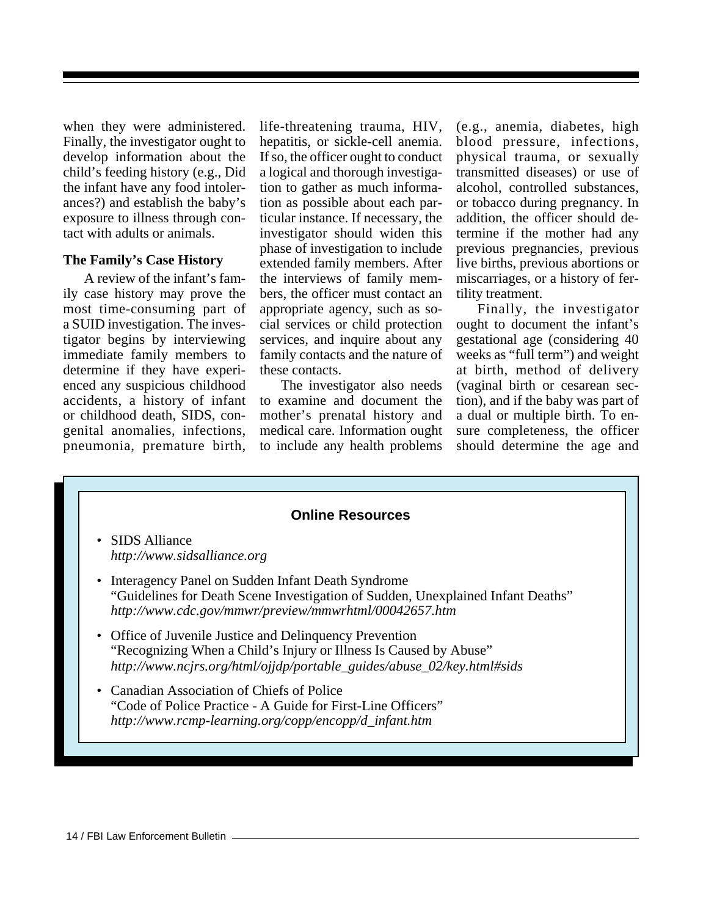when they were administered. Finally, the investigator ought to develop information about the child's feeding history (e.g., Did the infant have any food intolerances?) and establish the baby's exposure to illness through contact with adults or animals.

**The Family's Case History**

A review of the infant's family case history may prove the most time-consuming part of a SUID investigation. The investigator begins by interviewing immediate family members to determine if they have experienced any suspicious childhood accidents, a history of infant or childhood death, SIDS, congenital anomalies, infections, pneumonia, premature birth, life-threatening trauma, HIV, hepatitis, or sickle-cell anemia. If so, the officer ought to conduct a logical and thorough investigation to gather as much information as possible about each particular instance. If necessary, the investigator should widen this phase of investigation to include extended family members. After the interviews of family members, the officer must contact an appropriate agency, such as social services or child protection services, and inquire about any family contacts and the nature of these contacts.

The investigator also needs to examine and document the mother's prenatal history and medical care. Information ought to include any health problems (e.g., anemia, diabetes, high blood pressure, infections, physical trauma, or sexually transmitted diseases) or use of alcohol, controlled substances, or tobacco during pregnancy. In addition, the officer should determine if the mother had any previous pregnancies, previous live births, previous abortions or miscarriages, or a history of fertility treatment.

Finally, the investigator ought to document the infant's gestational age (considering 40 weeks as "full term") and weight at birth, method of delivery (vaginal birth or cesarean section), and if the baby was part of a dual or multiple birth. To ensure completeness, the officer should determine the age and

**Online Resources**

- SIDS Alliance
  *http://www.sidsalliance.org*
- Interagency Panel on Sudden Infant Death Syndrome
  "Guidelines for Death Scene Investigation of Sudden, Unexplained Infant Deaths"
  *http://www.cdc.gov/mmwr/preview/mmwrhtml/00042657.htm*
- Office of Juvenile Justice and Delinquency Prevention
  "Recognizing When a Child's Injury or Illness Is Caused by Abuse"
  *http://www.ncjrs.org/html/ojjdp/portable_guides/abuse_02/key.html#sids*
- Canadian Association of Chiefs of Police
  "Code of Police Practice - A Guide for First-Line Officers"
  *http://www.rcmp-learning.org/copp/encopp/d_infant.htm*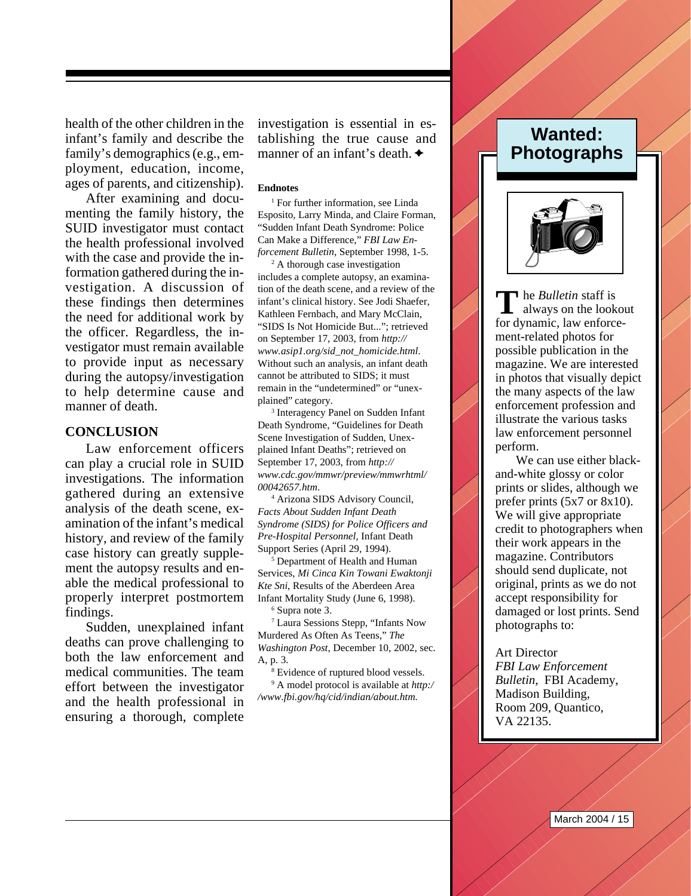health of the other children in the infant's family and describe the family's demographics (e.g., employment, education, income, ages of parents, and citizenship).

After examining and documenting the family history, the SUID investigator must contact the health professional involved with the case and provide the information gathered during the investigation. A discussion of these findings then determines the need for additional work by the officer. Regardless, the investigator must remain available to provide input as necessary during the autopsy/investigation to help determine cause and manner of death.

## CONCLUSION

Law enforcement officers can play a crucial role in SUID investigations. The information gathered during an extensive analysis of the death scene, examination of the infant's medical history, and review of the family case history can greatly supplement the autopsy results and enable the medical professional to properly interpret postmortem findings.

Sudden, unexplained infant deaths can prove challenging to both the law enforcement and medical communities. The team effort between the investigator and the health professional in ensuring a thorough, complete investigation is essential in establishing the true cause and manner of an infant's death. ✦

**Endnotes**

[1] For further information, see Linda Esposito, Larry Minda, and Claire Forman, "Sudden Infant Death Syndrome: Police Can Make a Difference," *FBI Law Enforcement Bulletin*, September 1998, 1-5.

[2] A thorough case investigation includes a complete autopsy, an examination of the death scene, and a review of the infant's clinical history. See Jodi Shaefer, Kathleen Fernbach, and Mary McClain, "SIDS Is Not Homicide But..."; retrieved on September 17, 2003, from *http://www.asip1.org/sid_not_homicide.html*. Without such an analysis, an infant death cannot be attributed to SIDS; it must remain in the "undetermined" or "unexplained" category.

[3] Interagency Panel on Sudden Infant Death Syndrome, "Guidelines for Death Scene Investigation of Sudden, Unexplained Infant Deaths"; retrieved on September 17, 2003, from *http://www.cdc.gov/mmwr/preview/mmwrhtml/00042657.htm*.

[4] Arizona SIDS Advisory Council, *Facts About Sudden Infant Death Syndrome (SIDS) for Police Officers and Pre-Hospital Personnel*, Infant Death Support Series (April 29, 1994).

[5] Department of Health and Human Services, *Mi Cinca Kin Towani Ewaktonji Kte Sni*, Results of the Aberdeen Area Infant Mortality Study (June 6, 1998).

[6] Supra note 3.

[7] Laura Sessions Stepp, "Infants Now Murdered As Often As Teens," *The Washington Post*, December 10, 2002, sec. A, p. 3.

[8] Evidence of ruptured blood vessels.

[9] A model protocol is available at *http://www.fbi.gov/hq/cid/indian/about.htm.*

## Wanted: Photographs

The *Bulletin* staff is always on the lookout for dynamic, law enforcement-related photos for possible publication in the magazine. We are interested in photos that visually depict the many aspects of the law enforcement profession and illustrate the various tasks law enforcement personnel perform.

We can use either black-and-white glossy or color prints or slides, although we prefer prints (5x7 or 8x10). We will give appropriate credit to photographers when their work appears in the magazine. Contributors should send duplicate, not original, prints as we do not accept responsibility for damaged or lost prints. Send photographs to:

Art Director
*FBI Law Enforcement Bulletin*, FBI Academy,
Madison Building,
Room 209, Quantico,
VA 22135.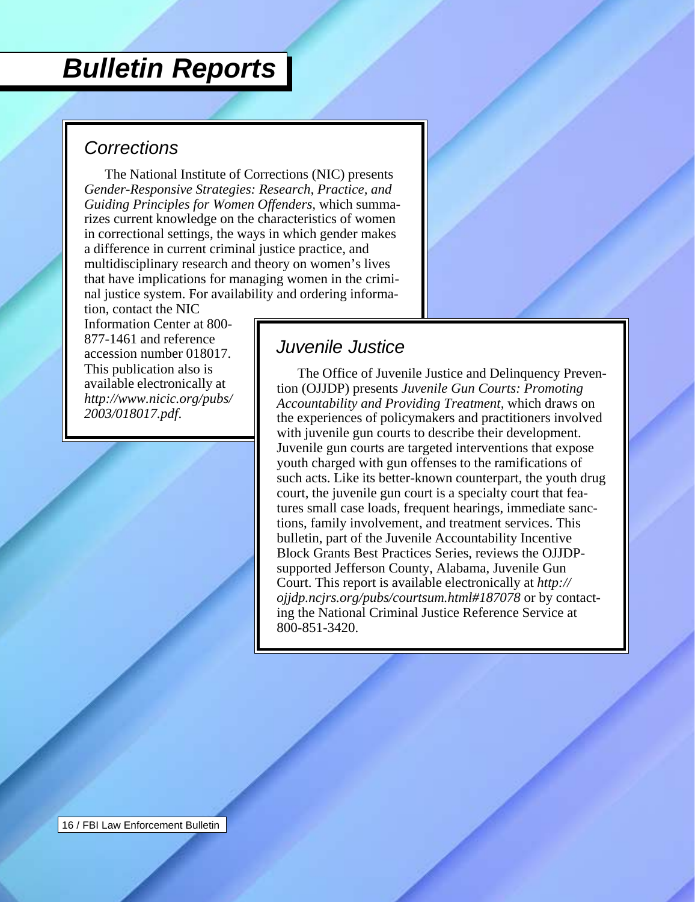# Bulletin Reports

## Corrections

The National Institute of Corrections (NIC) presents *Gender-Responsive Strategies: Research, Practice, and Guiding Principles for Women Offenders*, which summarizes current knowledge on the characteristics of women in correctional settings, the ways in which gender makes a difference in current criminal justice practice, and multidisciplinary research and theory on women's lives that have implications for managing women in the criminal justice system. For availability and ordering information, contact the NIC Information Center at 800-877-1461 and reference accession number 018017. This publication also is available electronically at *http://www.nicic.org/pubs/2003/018017.pdf*.

## Juvenile Justice

The Office of Juvenile Justice and Delinquency Prevention (OJJDP) presents *Juvenile Gun Courts: Promoting Accountability and Providing Treatment*, which draws on the experiences of policymakers and practitioners involved with juvenile gun courts to describe their development. Juvenile gun courts are targeted interventions that expose youth charged with gun offenses to the ramifications of such acts. Like its better-known counterpart, the youth drug court, the juvenile gun court is a specialty court that features small case loads, frequent hearings, immediate sanctions, family involvement, and treatment services. This bulletin, part of the Juvenile Accountability Incentive Block Grants Best Practices Series, reviews the OJJDP-supported Jefferson County, Alabama, Juvenile Gun Court. This report is available electronically at *http://ojjdp.ncjrs.org/pubs/courtsum.html#187078* or by contacting the National Criminal Justice Reference Service at 800-851-3420.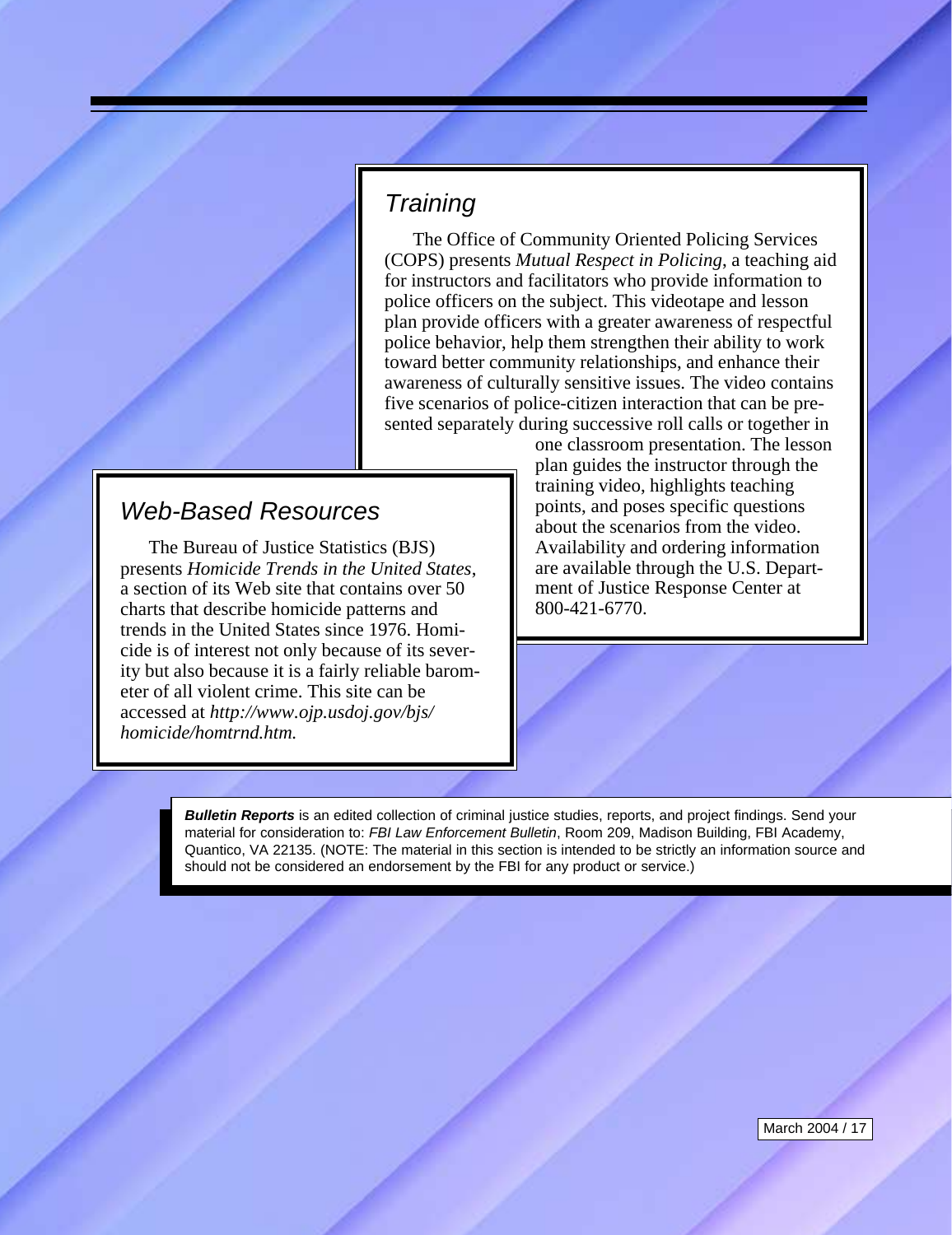## Training

The Office of Community Oriented Policing Services (COPS) presents *Mutual Respect in Policing*, a teaching aid for instructors and facilitators who provide information to police officers on the subject. This videotape and lesson plan provide officers with a greater awareness of respectful police behavior, help them strengthen their ability to work toward better community relationships, and enhance their awareness of culturally sensitive issues. The video contains five scenarios of police-citizen interaction that can be presented separately during successive roll calls or together in one classroom presentation. The lesson plan guides the instructor through the training video, highlights teaching points, and poses specific questions about the scenarios from the video. Availability and ordering information are available through the U.S. Department of Justice Response Center at 800-421-6770.

## Web-Based Resources

The Bureau of Justice Statistics (BJS) presents *Homicide Trends in the United States*, a section of its Web site that contains over 50 charts that describe homicide patterns and trends in the United States since 1976. Homicide is of interest not only because of its severity but also because it is a fairly reliable barometer of all violent crime. This site can be accessed at *http://www.ojp.usdoj.gov/bjs/homicide/homtrnd.htm.*

***Bulletin Reports*** is an edited collection of criminal justice studies, reports, and project findings. Send your material for consideration to: *FBI Law Enforcement Bulletin*, Room 209, Madison Building, FBI Academy, Quantico, VA 22135. (NOTE: The material in this section is intended to be strictly an information source and should not be considered an endorsement by the FBI for any product or service.)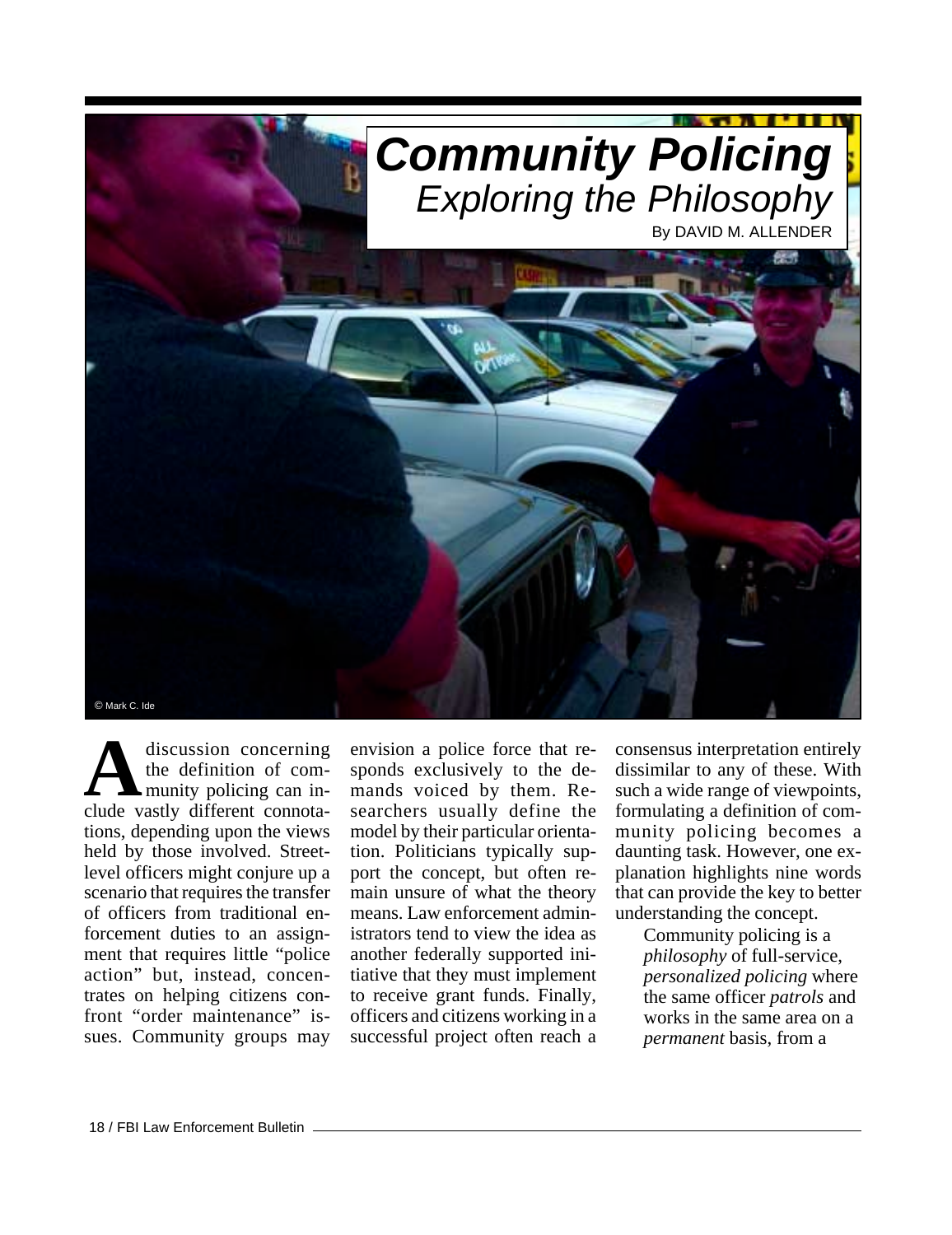# Community Policing

## Exploring the Philosophy

By DAVID M. ALLENDER

© Mark C. Ide

A discussion concerning the definition of community policing can include vastly different connotations, depending upon the views held by those involved. Street-level officers might conjure up a scenario that requires the transfer of officers from traditional enforcement duties to an assignment that requires little "police action" but, instead, concentrates on helping citizens confront "order maintenance" issues. Community groups may envision a police force that responds exclusively to the demands voiced by them. Researchers usually define the model by their particular orientation. Politicians typically support the concept, but often remain unsure of what the theory means. Law enforcement administrators tend to view the idea as another federally supported initiative that they must implement to receive grant funds. Finally, officers and citizens working in a successful project often reach a consensus interpretation entirely dissimilar to any of these. With such a wide range of viewpoints, formulating a definition of community policing becomes a daunting task. However, one explanation highlights nine words that can provide the key to better understanding the concept.

> Community policing is a *philosophy* of full-service, *personalized policing* where the same officer *patrols* and works in the same area on a *permanent* basis, from a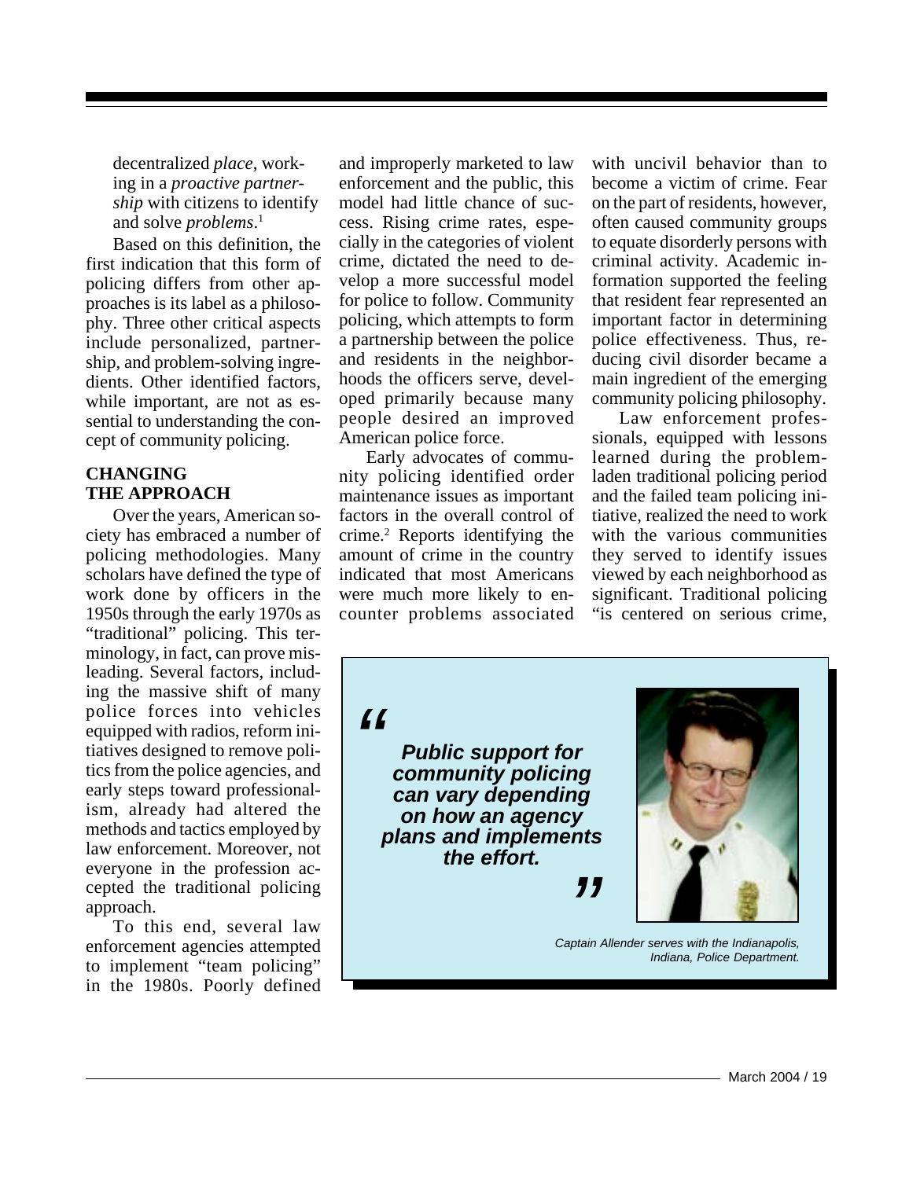decentralized *place*, working in a *proactive partnership* with citizens to identify and solve *problems*.[1]

Based on this definition, the first indication that this form of policing differs from other approaches is its label as a philosophy. Three other critical aspects include personalized, partnership, and problem-solving ingredients. Other identified factors, while important, are not as essential to understanding the concept of community policing.

## CHANGING THE APPROACH

Over the years, American society has embraced a number of policing methodologies. Many scholars have defined the type of work done by officers in the 1950s through the early 1970s as "traditional" policing. This terminology, in fact, can prove misleading. Several factors, including the massive shift of many police forces into vehicles equipped with radios, reform initiatives designed to remove politics from the police agencies, and early steps toward professionalism, already had altered the methods and tactics employed by law enforcement. Moreover, not everyone in the profession accepted the traditional policing approach.

To this end, several law enforcement agencies attempted to implement "team policing" in the 1980s. Poorly defined and improperly marketed to law enforcement and the public, this model had little chance of success. Rising crime rates, especially in the categories of violent crime, dictated the need to develop a more successful model for police to follow. Community policing, which attempts to form a partnership between the police and residents in the neighborhoods the officers serve, developed primarily because many people desired an improved American police force.

Early advocates of community policing identified order maintenance issues as important factors in the overall control of crime.[2] Reports identifying the amount of crime in the country indicated that most Americans were much more likely to encounter problems associated with uncivil behavior than to become a victim of crime. Fear on the part of residents, however, often caused community groups to equate disorderly persons with criminal activity. Academic information supported the feeling that resident fear represented an important factor in determining police effectiveness. Thus, reducing civil disorder became a main ingredient of the emerging community policing philosophy.

Law enforcement professionals, equipped with lessons learned during the problem-laden traditional policing period and the failed team policing initiative, realized the need to work with the various communities they served to identify issues viewed by each neighborhood as significant. Traditional policing "is centered on serious crime,

> ***"Public support for community policing can vary depending on how an agency plans and implements the effort."***

*Captain Allender serves with the Indianapolis, Indiana, Police Department.*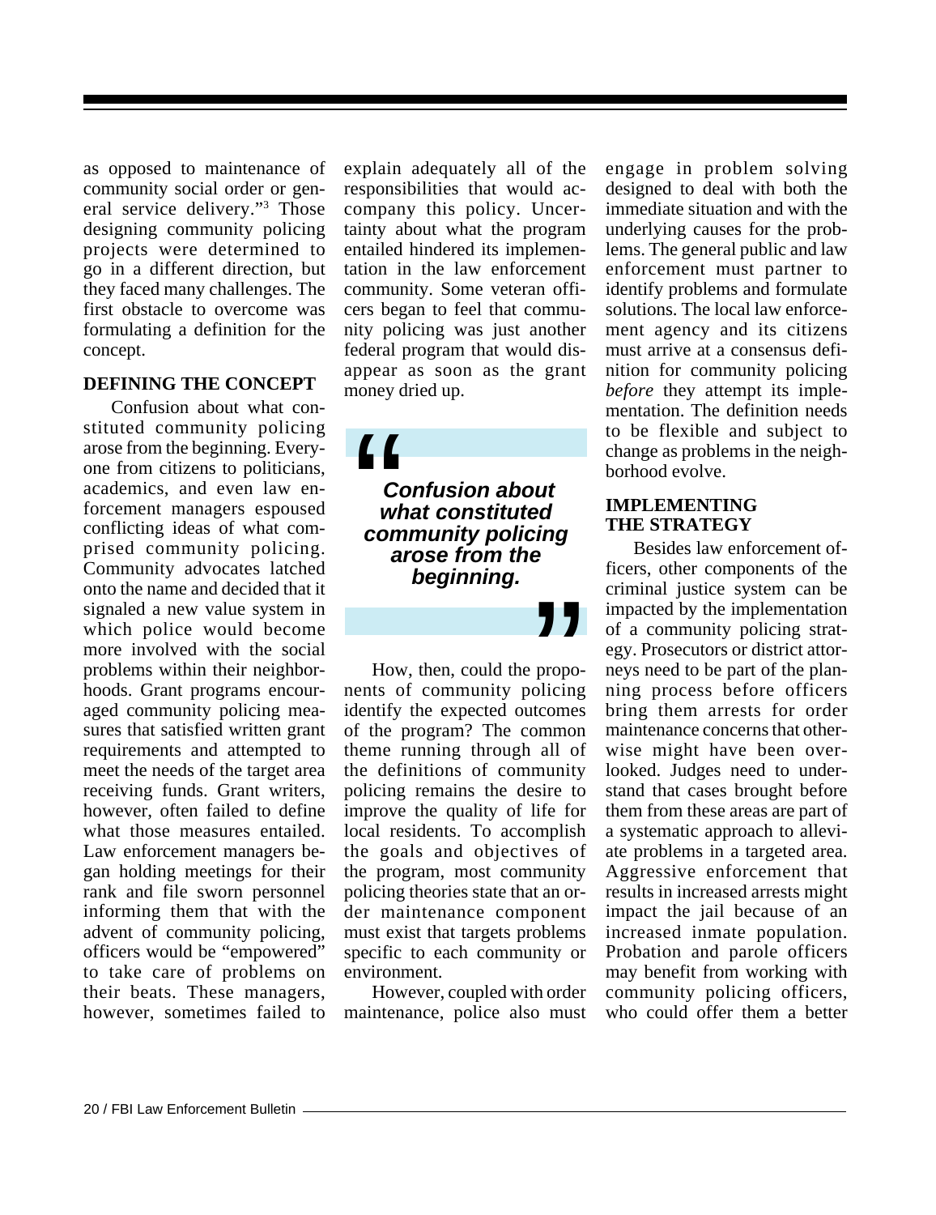as opposed to maintenance of community social order or general service delivery."[3] Those designing community policing projects were determined to go in a different direction, but they faced many challenges. The first obstacle to overcome was formulating a definition for the concept.

## DEFINING THE CONCEPT

Confusion about what constituted community policing arose from the beginning. Everyone from citizens to politicians, academics, and even law enforcement managers espoused conflicting ideas of what comprised community policing. Community advocates latched onto the name and decided that it signaled a new value system in which police would become more involved with the social problems within their neighborhoods. Grant programs encouraged community policing measures that satisfied written grant requirements and attempted to meet the needs of the target area receiving funds. Grant writers, however, often failed to define what those measures entailed. Law enforcement managers began holding meetings for their rank and file sworn personnel informing them that with the advent of community policing, officers would be "empowered" to take care of problems on their beats. These managers, however, sometimes failed to explain adequately all of the responsibilities that would accompany this policy. Uncertainty about what the program entailed hindered its implementation in the law enforcement community. Some veteran officers began to feel that community policing was just another federal program that would disappear as soon as the grant money dried up.

> ***"Confusion about what constituted community policing arose from the beginning."***

How, then, could the proponents of community policing identify the expected outcomes of the program? The common theme running through all of the definitions of community policing remains the desire to improve the quality of life for local residents. To accomplish the goals and objectives of the program, most community policing theories state that an order maintenance component must exist that targets problems specific to each community or environment.

However, coupled with order maintenance, police also must engage in problem solving designed to deal with both the immediate situation and with the underlying causes for the problems. The general public and law enforcement must partner to identify problems and formulate solutions. The local law enforcement agency and its citizens must arrive at a consensus definition for community policing *before* they attempt its implementation. The definition needs to be flexible and subject to change as problems in the neighborhood evolve.

## IMPLEMENTING THE STRATEGY

Besides law enforcement officers, other components of the criminal justice system can be impacted by the implementation of a community policing strategy. Prosecutors or district attorneys need to be part of the planning process before officers bring them arrests for order maintenance concerns that otherwise might have been overlooked. Judges need to understand that cases brought before them from these areas are part of a systematic approach to alleviate problems in a targeted area. Aggressive enforcement that results in increased arrests might impact the jail because of an increased inmate population. Probation and parole officers may benefit from working with community policing officers, who could offer them a better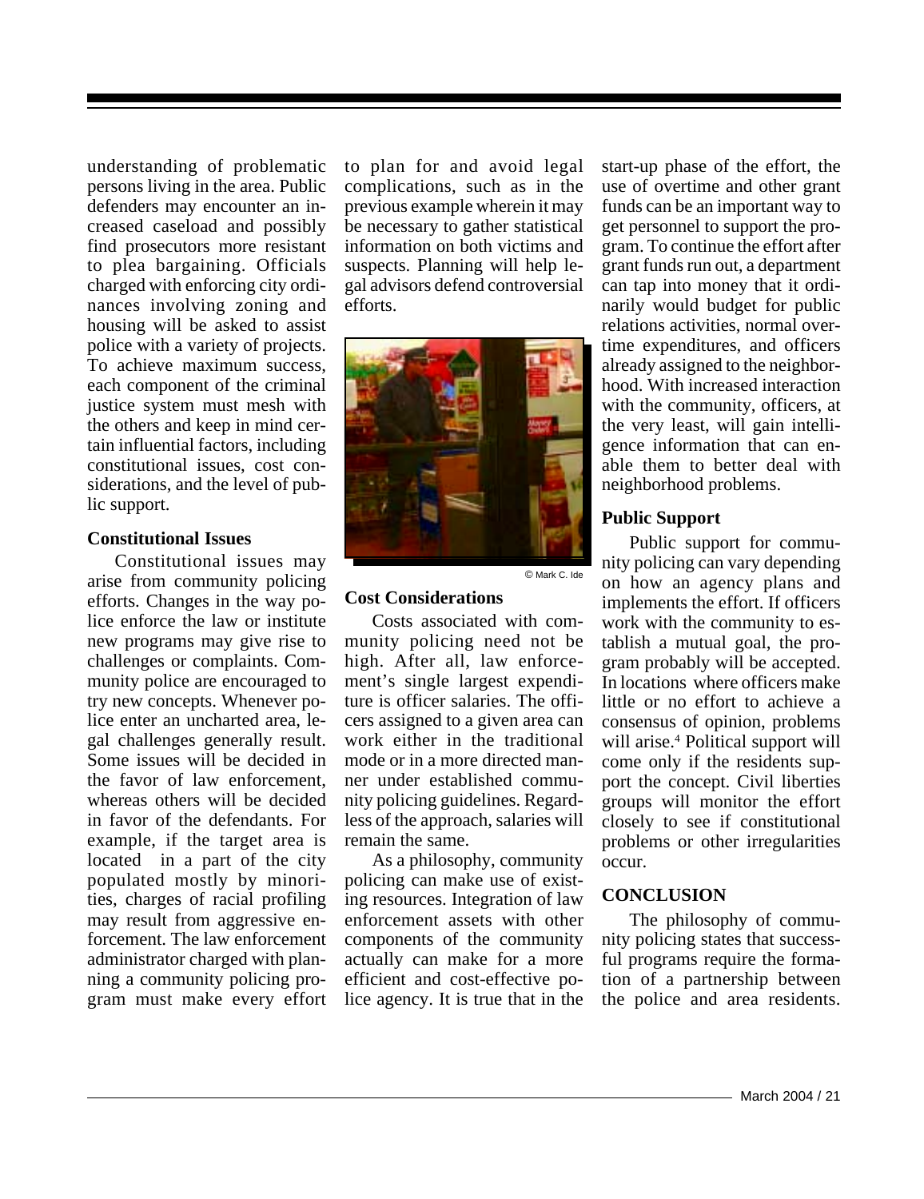understanding of problematic persons living in the area. Public defenders may encounter an increased caseload and possibly find prosecutors more resistant to plea bargaining. Officials charged with enforcing city ordinances involving zoning and housing will be asked to assist police with a variety of projects. To achieve maximum success, each component of the criminal justice system must mesh with the others and keep in mind certain influential factors, including constitutional issues, cost considerations, and the level of public support.

**Constitutional Issues**

Constitutional issues may arise from community policing efforts. Changes in the way police enforce the law or institute new programs may give rise to challenges or complaints. Community police are encouraged to try new concepts. Whenever police enter an uncharted area, legal challenges generally result. Some issues will be decided in the favor of law enforcement, whereas others will be decided in favor of the defendants. For example, if the target area is located in a part of the city populated mostly by minorities, charges of racial profiling may result from aggressive enforcement. The law enforcement administrator charged with planning a community policing program must make every effort to plan for and avoid legal complications, such as in the previous example wherein it may be necessary to gather statistical information on both victims and suspects. Planning will help legal advisors defend controversial efforts.

© Mark C. Ide

**Cost Considerations**

Costs associated with community policing need not be high. After all, law enforcement's single largest expenditure is officer salaries. The officers assigned to a given area can work either in the traditional mode or in a more directed manner under established community policing guidelines. Regardless of the approach, salaries will remain the same.

As a philosophy, community policing can make use of existing resources. Integration of law enforcement assets with other components of the community actually can make for a more efficient and cost-effective police agency. It is true that in the start-up phase of the effort, the use of overtime and other grant funds can be an important way to get personnel to support the program. To continue the effort after grant funds run out, a department can tap into money that it ordinarily would budget for public relations activities, normal overtime expenditures, and officers already assigned to the neighborhood. With increased interaction with the community, officers, at the very least, will gain intelligence information that can enable them to better deal with neighborhood problems.

**Public Support**

Public support for community policing can vary depending on how an agency plans and implements the effort. If officers work with the community to establish a mutual goal, the program probably will be accepted. In locations where officers make little or no effort to achieve a consensus of opinion, problems will arise.[4] Political support will come only if the residents support the concept. Civil liberties groups will monitor the effort closely to see if constitutional problems or other irregularities occur.

**CONCLUSION**

The philosophy of community policing states that successful programs require the formation of a partnership between the police and area residents.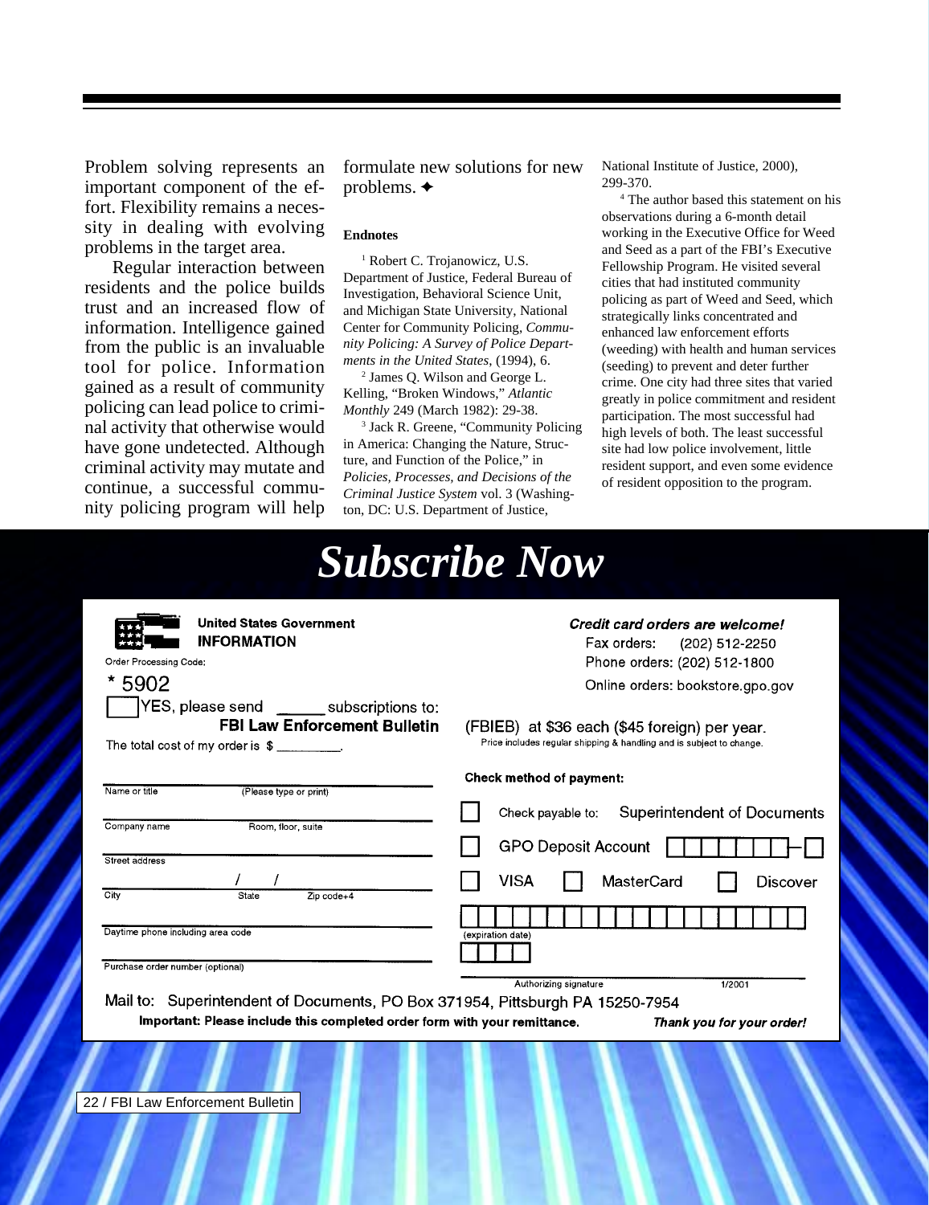Problem solving represents an important component of the effort. Flexibility remains a necessity in dealing with evolving problems in the target area.

Regular interaction between residents and the police builds trust and an increased flow of information. Intelligence gained from the public is an invaluable tool for police. Information gained as a result of community policing can lead police to criminal activity that otherwise would have gone undetected. Although criminal activity may mutate and continue, a successful community policing program will help formulate new solutions for new problems. ✦

**Endnotes**

[1] Robert C. Trojanowicz, U.S. Department of Justice, Federal Bureau of Investigation, Behavioral Science Unit, and Michigan State University, National Center for Community Policing, *Community Policing: A Survey of Police Departments in the United States*, (1994), 6.

[2] James Q. Wilson and George L. Kelling, "Broken Windows," *Atlantic Monthly* 249 (March 1982): 29-38.

[3] Jack R. Greene, "Community Policing in America: Changing the Nature, Structure, and Function of the Police," in *Policies, Processes, and Decisions of the Criminal Justice System* vol. 3 (Washington, DC: U.S. Department of Justice, National Institute of Justice, 2000), 299-370.

[4] The author based this statement on his observations during a 6-month detail working in the Executive Office for Weed and Seed as a part of the FBI's Executive Fellowship Program. He visited several cities that had instituted community policing as part of Weed and Seed, which strategically links concentrated and enhanced law enforcement efforts (weeding) with health and human services (seeding) to prevent and deter further crime. One city had three sites that varied greatly in police commitment and resident participation. The most successful had high levels of both. The least successful site had low police involvement, little resident support, and even some evidence of resident opposition to the program.

# *Subscribe Now*

**United States Government INFORMATION**

Order Processing Code:

\* 5902

☐ YES, please send _____ subscriptions to: **FBI Law Enforcement Bulletin** (FBIEB) at $36 each ($45 foreign) per year.

Price includes regular shipping & handling and is subject to change.

The total cost of my order is $ ________.

***Credit card orders are welcome!***

Fax orders: (202) 512-2250

Phone orders: (202) 512-1800

Online orders: bookstore.gpo.gov

Name or title (Please type or print)

Company name Room, floor, suite

Street address

City State Zip code+4

Daytime phone including area code

Purchase order number (optional)

**Check method of payment:**

☐ Check payable to: Superintendent of Documents

☐ GPO Deposit Account ☐☐☐☐☐☐☐–☐

☐ VISA ☐ MasterCard ☐ Discover

(expiration date)

Authorizing signature 1/2001

Mail to: Superintendent of Documents, PO Box 371954, Pittsburgh PA 15250-7954

**Important: Please include this completed order form with your remittance.** ***Thank you for your order!***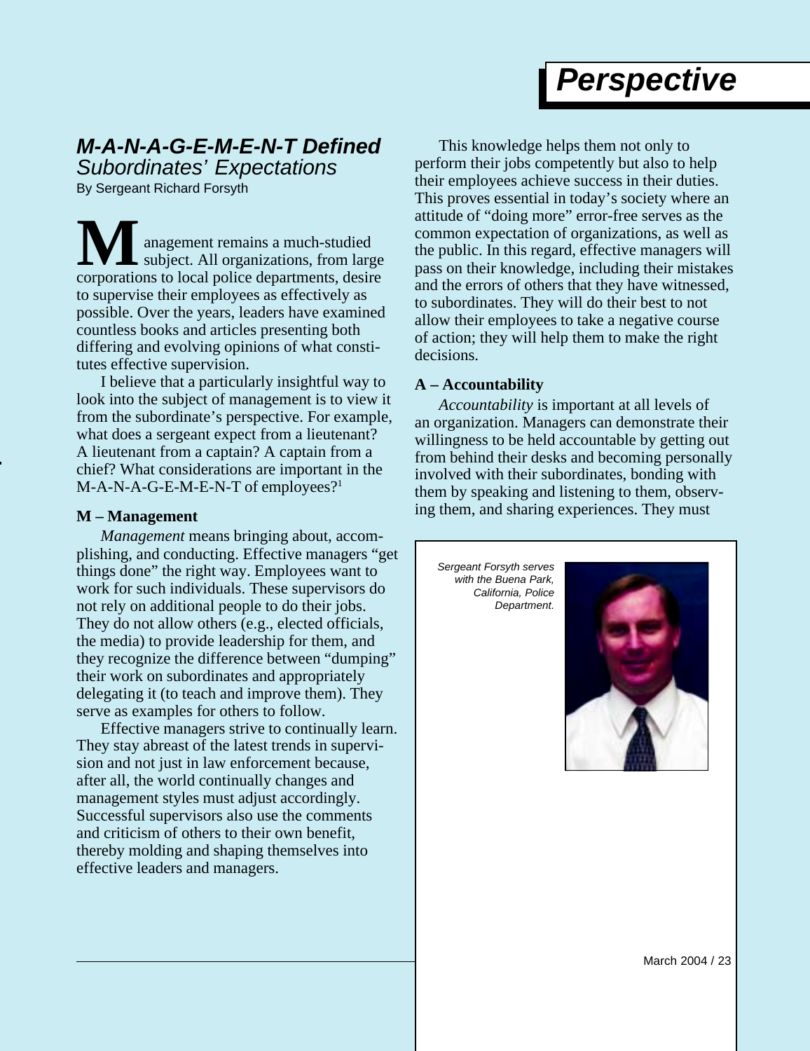# Perspective

## *M-A-N-A-G-E-M-E-N-T Defined*
### *Subordinates' Expectations*

By Sergeant Richard Forsyth

Management remains a much-studied subject. All organizations, from large corporations to local police departments, desire to supervise their employees as effectively as possible. Over the years, leaders have examined countless books and articles presenting both differing and evolving opinions of what constitutes effective supervision.

I believe that a particularly insightful way to look into the subject of management is to view it from the subordinate's perspective. For example, what does a sergeant expect from a lieutenant? A lieutenant from a captain? A captain from a chief? What considerations are important in the M-A-N-A-G-E-M-E-N-T of employees?[1]

**M – Management**

*Management* means bringing about, accomplishing, and conducting. Effective managers "get things done" the right way. Employees want to work for such individuals. These supervisors do not rely on additional people to do their jobs. They do not allow others (e.g., elected officials, the media) to provide leadership for them, and they recognize the difference between "dumping" their work on subordinates and appropriately delegating it (to teach and improve them). They serve as examples for others to follow.

Effective managers strive to continually learn. They stay abreast of the latest trends in supervision and not just in law enforcement because, after all, the world continually changes and management styles must adjust accordingly. Successful supervisors also use the comments and criticism of others to their own benefit, thereby molding and shaping themselves into effective leaders and managers.

This knowledge helps them not only to perform their jobs competently but also to help their employees achieve success in their duties. This proves essential in today's society where an attitude of "doing more" error-free serves as the common expectation of organizations, as well as the public. In this regard, effective managers will pass on their knowledge, including their mistakes and the errors of others that they have witnessed, to subordinates. They will do their best to not allow their employees to take a negative course of action; they will help them to make the right decisions.

**A – Accountability**

*Accountability* is important at all levels of an organization. Managers can demonstrate their willingness to be held accountable by getting out from behind their desks and becoming personally involved with their subordinates, bonding with them by speaking and listening to them, observing them, and sharing experiences. They must

*Sergeant Forsyth serves with the Buena Park, California, Police Department.*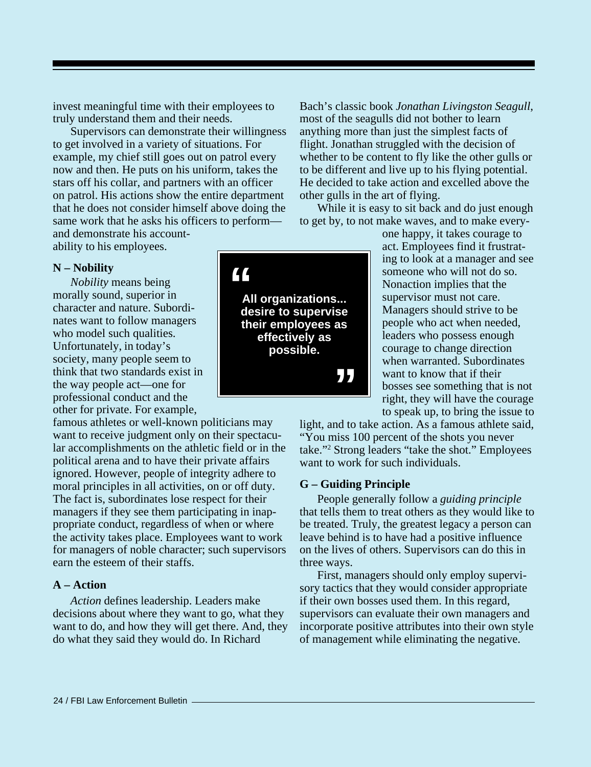invest meaningful time with their employees to truly understand them and their needs.

Supervisors can demonstrate their willingness to get involved in a variety of situations. For example, my chief still goes out on patrol every now and then. He puts on his uniform, takes the stars off his collar, and partners with an officer on patrol. His actions show the entire department that he does not consider himself above doing the same work that he asks his officers to perform—and demonstrate his accountability to his employees.

**N – Nobility**

*Nobility* means being morally sound, superior in character and nature. Subordinates want to follow managers who model such qualities. Unfortunately, in today's society, many people seem to think that two standards exist in the way people act—one for professional conduct and the other for private. For example, famous athletes or well-known politicians may want to receive judgment only on their spectacular accomplishments on the athletic field or in the political arena and to have their private affairs ignored. However, people of integrity adhere to moral principles in all activities, on or off duty. The fact is, subordinates lose respect for their managers if they see them participating in inappropriate conduct, regardless of when or where the activity takes place. Employees want to work for managers of noble character; such supervisors earn the esteem of their staffs.

> **All organizations... desire to supervise their employees as effectively as possible.**

**A – Action**

*Action* defines leadership. Leaders make decisions about where they want to go, what they want to do, and how they will get there. And, they do what they said they would do. In Richard Bach's classic book *Jonathan Livingston Seagull*, most of the seagulls did not bother to learn anything more than just the simplest facts of flight. Jonathan struggled with the decision of whether to be content to fly like the other gulls or to be different and live up to his flying potential. He decided to take action and excelled above the other gulls in the art of flying.

While it is easy to sit back and do just enough to get by, to not make waves, and to make everyone happy, it takes courage to act. Employees find it frustrating to look at a manager and see someone who will not do so. Nonaction implies that the supervisor must not care. Managers should strive to be people who act when needed, leaders who possess enough courage to change direction when warranted. Subordinates want to know that if their bosses see something that is not right, they will have the courage to speak up, to bring the issue to light, and to take action. As a famous athlete said, "You miss 100 percent of the shots you never take."[2] Strong leaders "take the shot." Employees want to work for such individuals.

**G – Guiding Principle**

People generally follow a *guiding principle* that tells them to treat others as they would like to be treated. Truly, the greatest legacy a person can leave behind is to have had a positive influence on the lives of others. Supervisors can do this in three ways.

First, managers should only employ supervisory tactics that they would consider appropriate if their own bosses used them. In this regard, supervisors can evaluate their own managers and incorporate positive attributes into their own style of management while eliminating the negative.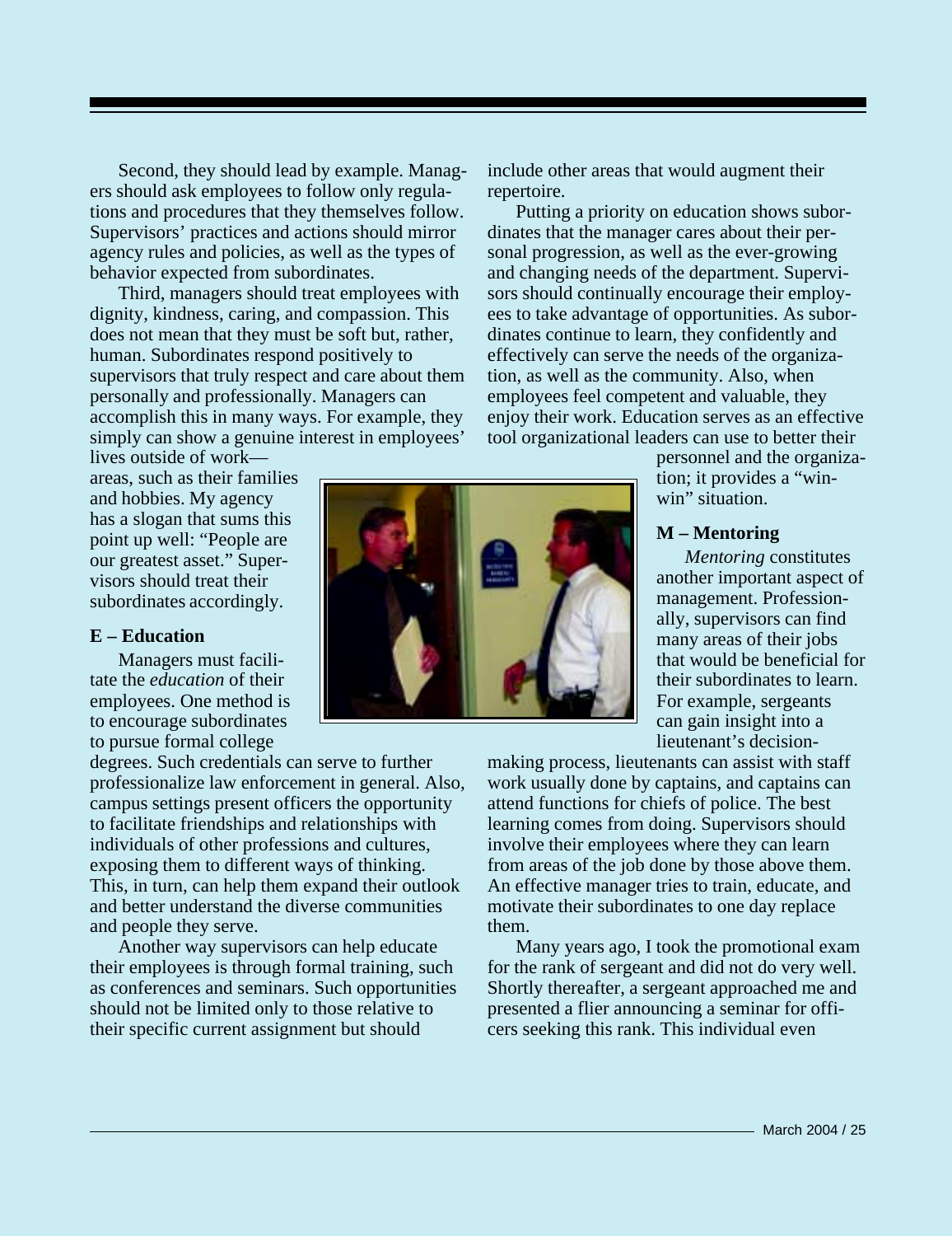Second, they should lead by example. Managers should ask employees to follow only regulations and procedures that they themselves follow. Supervisors' practices and actions should mirror agency rules and policies, as well as the types of behavior expected from subordinates.

Third, managers should treat employees with dignity, kindness, caring, and compassion. This does not mean that they must be soft but, rather, human. Subordinates respond positively to supervisors that truly respect and care about them personally and professionally. Managers can accomplish this in many ways. For example, they simply can show a genuine interest in employees' lives outside of work—areas, such as their families and hobbies. My agency has a slogan that sums this point up well: "People are our greatest asset." Supervisors should treat their subordinates accordingly.

**E – Education**

Managers must facilitate the *education* of their employees. One method is to encourage subordinates to pursue formal college degrees. Such credentials can serve to further professionalize law enforcement in general. Also, campus settings present officers the opportunity to facilitate friendships and relationships with individuals of other professions and cultures, exposing them to different ways of thinking. This, in turn, can help them expand their outlook and better understand the diverse communities and people they serve.

Another way supervisors can help educate their employees is through formal training, such as conferences and seminars. Such opportunities should not be limited only to those relative to their specific current assignment but should include other areas that would augment their repertoire.

Putting a priority on education shows subordinates that the manager cares about their personal progression, as well as the ever-growing and changing needs of the department. Supervisors should continually encourage their employees to take advantage of opportunities. As subordinates continue to learn, they confidently and effectively can serve the needs of the organization, as well as the community. Also, when employees feel competent and valuable, they enjoy their work. Education serves as an effective tool organizational leaders can use to better their personnel and the organization; it provides a "win-win" situation.

**M – Mentoring**

*Mentoring* constitutes another important aspect of management. Professionally, supervisors can find many areas of their jobs that would be beneficial for their subordinates to learn. For example, sergeants can gain insight into a lieutenant's decision-making process, lieutenants can assist with staff work usually done by captains, and captains can attend functions for chiefs of police. The best learning comes from doing. Supervisors should involve their employees where they can learn from areas of the job done by those above them. An effective manager tries to train, educate, and motivate their subordinates to one day replace them.

Many years ago, I took the promotional exam for the rank of sergeant and did not do very well. Shortly thereafter, a sergeant approached me and presented a flier announcing a seminar for officers seeking this rank. This individual even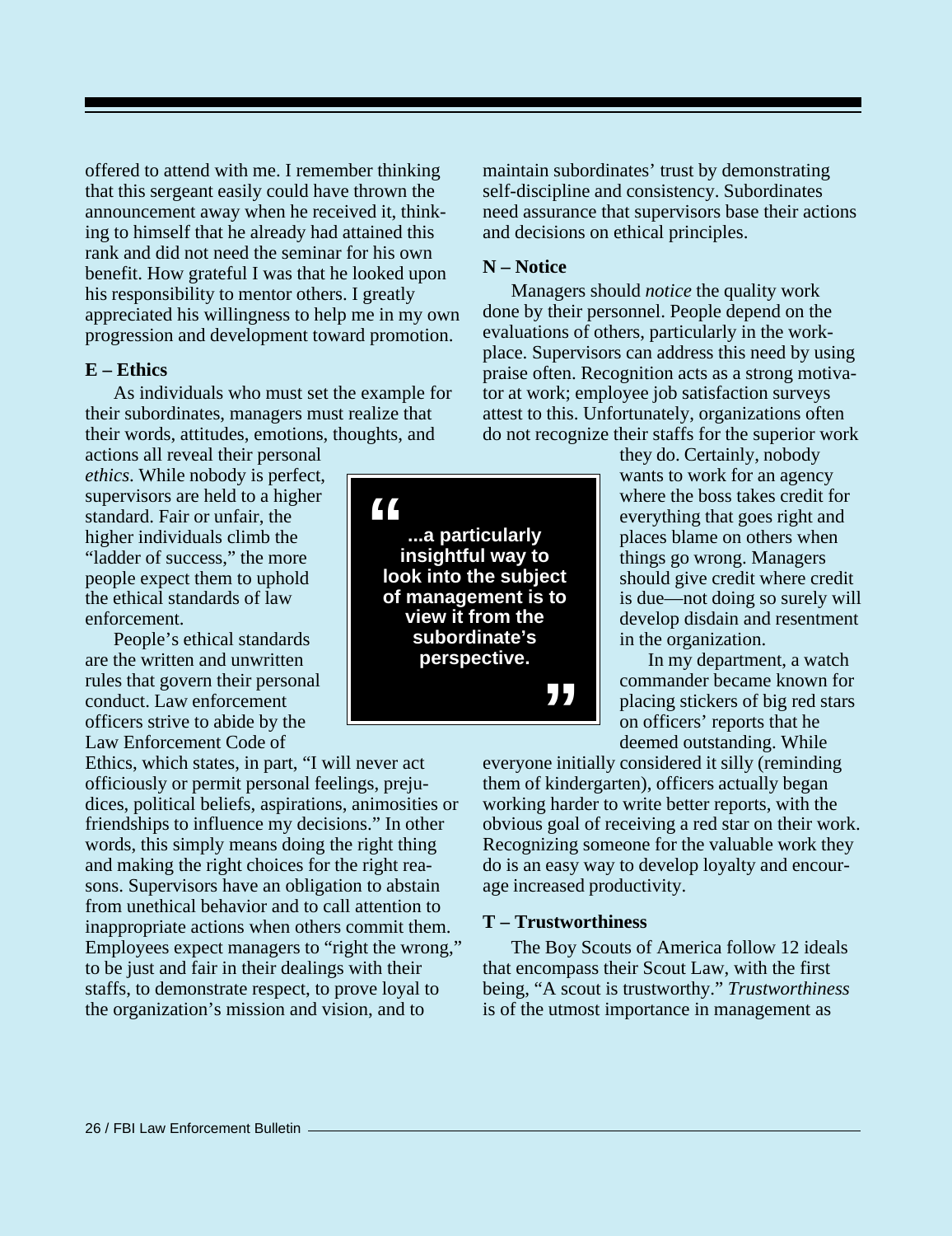offered to attend with me. I remember thinking that this sergeant easily could have thrown the announcement away when he received it, thinking to himself that he already had attained this rank and did not need the seminar for his own benefit. How grateful I was that he looked upon his responsibility to mentor others. I greatly appreciated his willingness to help me in my own progression and development toward promotion.

**E – Ethics**

As individuals who must set the example for their subordinates, managers must realize that their words, attitudes, emotions, thoughts, and actions all reveal their personal *ethics*. While nobody is perfect, supervisors are held to a higher standard. Fair or unfair, the higher individuals climb the "ladder of success," the more people expect them to uphold the ethical standards of law enforcement.

People's ethical standards are the written and unwritten rules that govern their personal conduct. Law enforcement officers strive to abide by the Law Enforcement Code of Ethics, which states, in part, "I will never act officiously or permit personal feelings, prejudices, political beliefs, aspirations, animosities or friendships to influence my decisions." In other words, this simply means doing the right thing and making the right choices for the right reasons. Supervisors have an obligation to abstain from unethical behavior and to call attention to inappropriate actions when others commit them. Employees expect managers to "right the wrong," to be just and fair in their dealings with their staffs, to demonstrate respect, to prove loyal to the organization's mission and vision, and to maintain subordinates' trust by demonstrating self-discipline and consistency. Subordinates need assurance that supervisors base their actions and decisions on ethical principles.

> **...a particularly insightful way to look into the subject of management is to view it from the subordinate's perspective.**

**N – Notice**

Managers should *notice* the quality work done by their personnel. People depend on the evaluations of others, particularly in the workplace. Supervisors can address this need by using praise often. Recognition acts as a strong motivator at work; employee job satisfaction surveys attest to this. Unfortunately, organizations often do not recognize their staffs for the superior work they do. Certainly, nobody wants to work for an agency where the boss takes credit for everything that goes right and places blame on others when things go wrong. Managers should give credit where credit is due—not doing so surely will develop disdain and resentment in the organization.

In my department, a watch commander became known for placing stickers of big red stars on officers' reports that he deemed outstanding. While everyone initially considered it silly (reminding them of kindergarten), officers actually began working harder to write better reports, with the obvious goal of receiving a red star on their work. Recognizing someone for the valuable work they do is an easy way to develop loyalty and encourage increased productivity.

**T – Trustworthiness**

The Boy Scouts of America follow 12 ideals that encompass their Scout Law, with the first being, "A scout is trustworthy." *Trustworthiness* is of the utmost importance in management as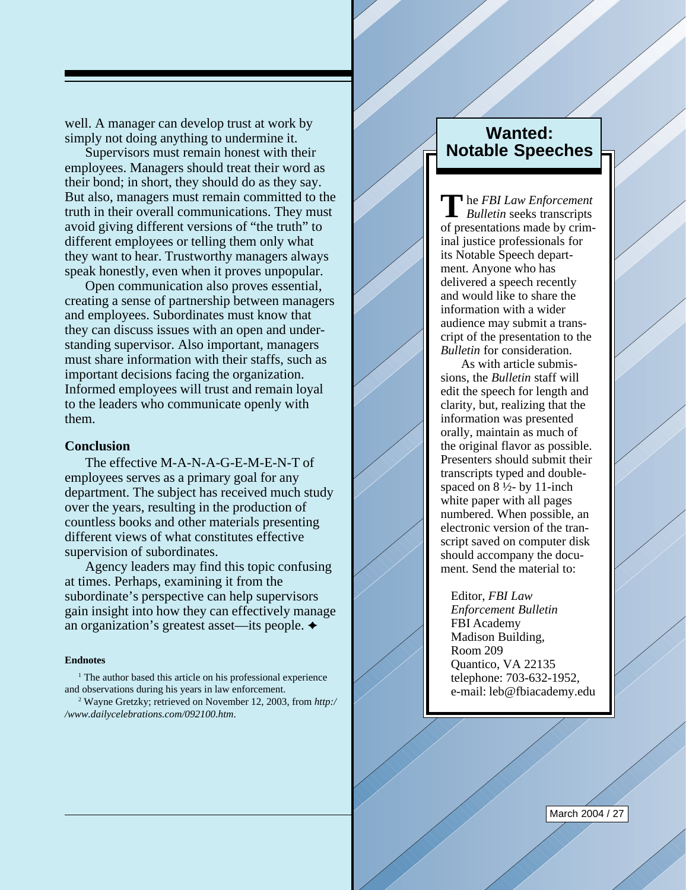well. A manager can develop trust at work by simply not doing anything to undermine it.

Supervisors must remain honest with their employees. Managers should treat their word as their bond; in short, they should do as they say. But also, managers must remain committed to the truth in their overall communications. They must avoid giving different versions of "the truth" to different employees or telling them only what they want to hear. Trustworthy managers always speak honestly, even when it proves unpopular.

Open communication also proves essential, creating a sense of partnership between managers and employees. Subordinates must know that they can discuss issues with an open and understanding supervisor. Also important, managers must share information with their staffs, such as important decisions facing the organization. Informed employees will trust and remain loyal to the leaders who communicate openly with them.

### Conclusion

The effective M-A-N-A-G-E-M-E-N-T of employees serves as a primary goal for any department. The subject has received much study over the years, resulting in the production of countless books and other materials presenting different views of what constitutes effective supervision of subordinates.

Agency leaders may find this topic confusing at times. Perhaps, examining it from the subordinate's perspective can help supervisors gain insight into how they can effectively manage an organization's greatest asset—its people. ✦

#### Endnotes

[1] The author based this article on his professional experience and observations during his years in law enforcement.

[2] Wayne Gretzky; retrieved on November 12, 2003, from *http://www.dailycelebrations.com/092100.htm*.

## Wanted: Notable Speeches

The *FBI Law Enforcement Bulletin* seeks transcripts of presentations made by criminal justice professionals for its Notable Speech department. Anyone who has delivered a speech recently and would like to share the information with a wider audience may submit a transcript of the presentation to the *Bulletin* for consideration.

As with article submissions, the *Bulletin* staff will edit the speech for length and clarity, but, realizing that the information was presented orally, maintain as much of the original flavor as possible. Presenters should submit their transcripts typed and double-spaced on 8 ½- by 11-inch white paper with all pages numbered. When possible, an electronic version of the transcript saved on computer disk should accompany the document. Send the material to:

Editor, *FBI Law Enforcement Bulletin*
FBI Academy
Madison Building, Room 209
Quantico, VA 22135
telephone: 703-632-1952,
e-mail: leb@fbiacademy.edu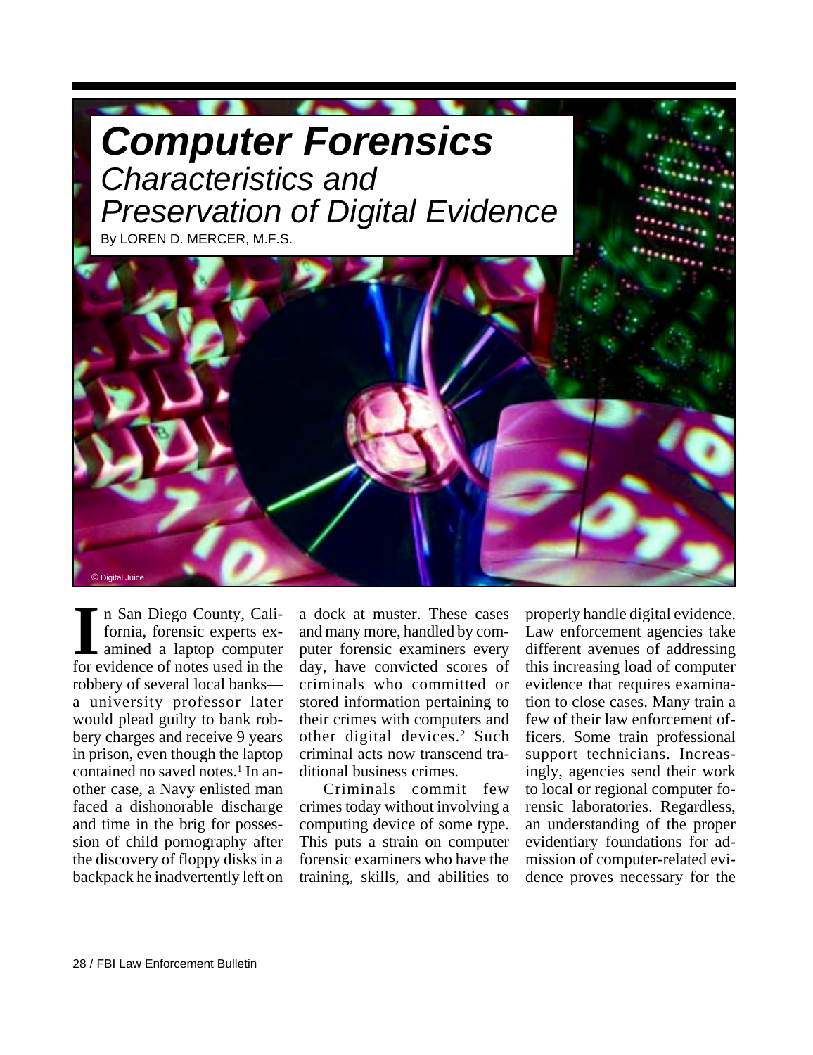# Computer Forensics

## Characteristics and Preservation of Digital Evidence

By LOREN D. MERCER, M.F.S.

In San Diego County, California, forensic experts examined a laptop computer for evidence of notes used in the robbery of several local banks—a university professor later would plead guilty to bank robbery charges and receive 9 years in prison, even though the laptop contained no saved notes.[1] In another case, a Navy enlisted man faced a dishonorable discharge and time in the brig for possession of child pornography after the discovery of floppy disks in a backpack he inadvertently left on a dock at muster. These cases and many more, handled by computer forensic examiners every day, have convicted scores of criminals who committed or stored information pertaining to their crimes with computers and other digital devices.[2] Such criminal acts now transcend traditional business crimes.

Criminals commit few crimes today without involving a computing device of some type. This puts a strain on computer forensic examiners who have the training, skills, and abilities to properly handle digital evidence. Law enforcement agencies take different avenues of addressing this increasing load of computer evidence that requires examination to close cases. Many train a few of their law enforcement officers. Some train professional support technicians. Increasingly, agencies send their work to local or regional computer forensic laboratories. Regardless, an understanding of the proper evidentiary foundations for admission of computer-related evidence proves necessary for the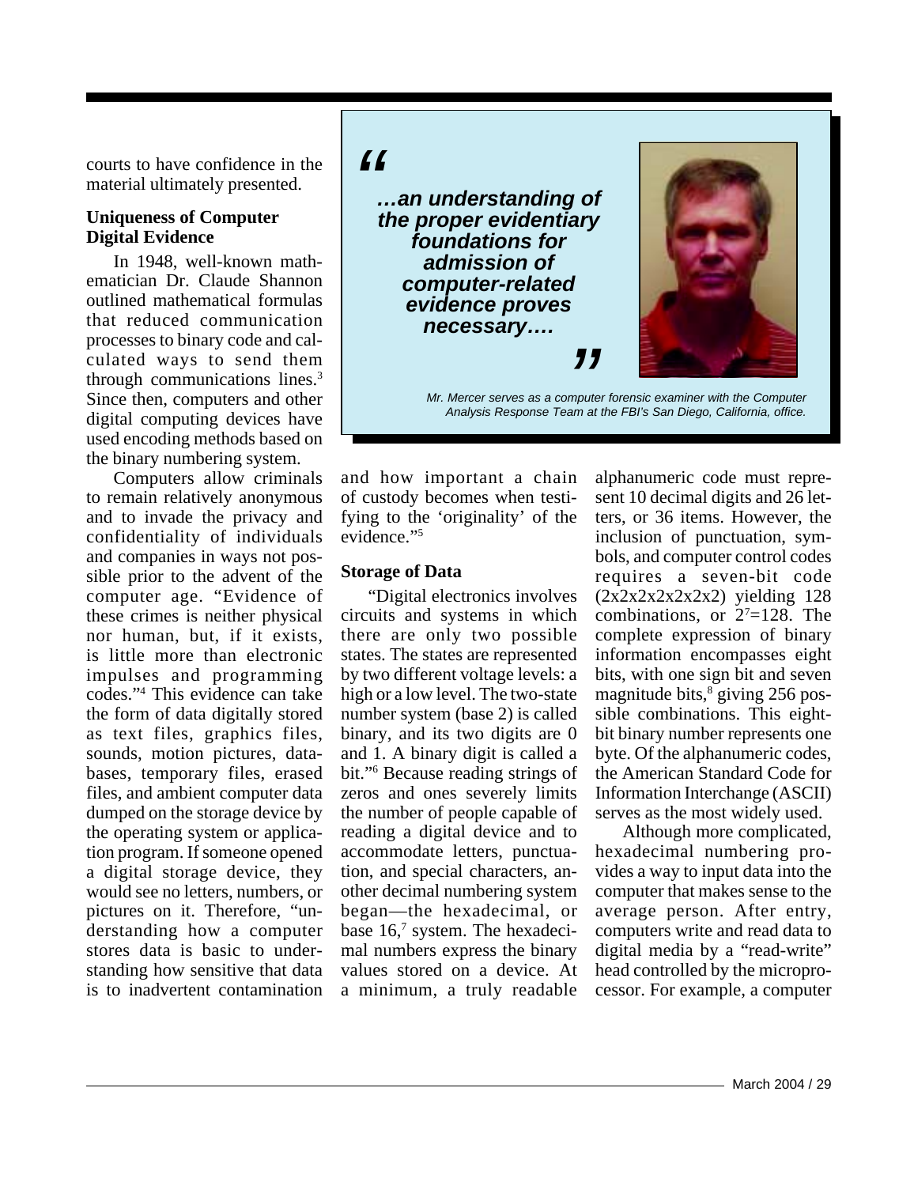courts to have confidence in the material ultimately presented.

### Uniqueness of Computer Digital Evidence

In 1948, well-known mathematician Dr. Claude Shannon outlined mathematical formulas that reduced communication processes to binary code and calculated ways to send them through communications lines.[3] Since then, computers and other digital computing devices have used encoding methods based on the binary numbering system.

Computers allow criminals to remain relatively anonymous and to invade the privacy and confidentiality of individuals and companies in ways not possible prior to the advent of the computer age. "Evidence of these crimes is neither physical nor human, but, if it exists, is little more than electronic impulses and programming codes."[4] This evidence can take the form of data digitally stored as text files, graphics files, sounds, motion pictures, databases, temporary files, erased files, and ambient computer data dumped on the storage device by the operating system or application program. If someone opened a digital storage device, they would see no letters, numbers, or pictures on it. Therefore, "understanding how a computer stores data is basic to understanding how sensitive that data is to inadvertent contamination and how important a chain of custody becomes when testifying to the 'originality' of the evidence."[5]

> *"...an understanding of the proper evidentiary foundations for admission of computer-related evidence proves necessary...."*

*Mr. Mercer serves as a computer forensic examiner with the Computer Analysis Response Team at the FBI's San Diego, California, office.*

### Storage of Data

"Digital electronics involves circuits and systems in which there are only two possible states. The states are represented by two different voltage levels: a high or a low level. The two-state number system (base 2) is called binary, and its two digits are 0 and 1. A binary digit is called a bit."[6] Because reading strings of zeros and ones severely limits the number of people capable of reading a digital device and to accommodate letters, punctuation, and special characters, another decimal numbering system began—the hexadecimal, or base 16,[7] system. The hexadecimal numbers express the binary values stored on a device. At a minimum, a truly readable alphanumeric code must represent 10 decimal digits and 26 letters, or 36 items. However, the inclusion of punctuation, symbols, and computer control codes requires a seven-bit code (2x2x2x2x2x2x2) yielding 128 combinations, or $2^7=128$. The complete expression of binary information encompasses eight bits, with one sign bit and seven magnitude bits,[8] giving 256 possible combinations. This eight-bit binary number represents one byte. Of the alphanumeric codes, the American Standard Code for Information Interchange (ASCII) serves as the most widely used.

Although more complicated, hexadecimal numbering provides a way to input data into the computer that makes sense to the average person. After entry, computers write and read data to digital media by a "read-write" head controlled by the microprocessor. For example, a computer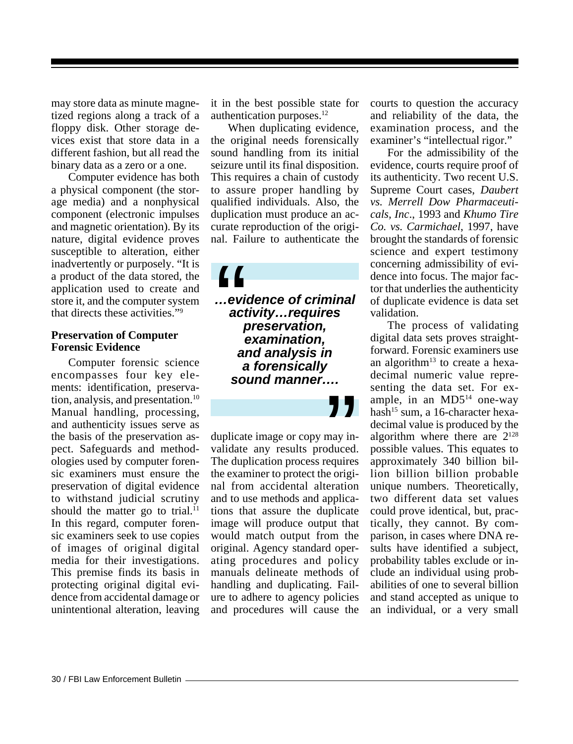may store data as minute magnetized regions along a track of a floppy disk. Other storage devices exist that store data in a different fashion, but all read the binary data as a zero or a one.

Computer evidence has both a physical component (the storage media) and a nonphysical component (electronic impulses and magnetic orientation). By its nature, digital evidence proves susceptible to alteration, either inadvertently or purposely. "It is a product of the data stored, the application used to create and store it, and the computer system that directs these activities."[9]

### Preservation of Computer Forensic Evidence

Computer forensic science encompasses four key elements: identification, preservation, analysis, and presentation.[10] Manual handling, processing, and authenticity issues serve as the basis of the preservation aspect. Safeguards and methodologies used by computer forensic examiners must ensure the preservation of digital evidence to withstand judicial scrutiny should the matter go to trial.[11] In this regard, computer forensic examiners seek to use copies of images of original digital media for their investigations. This premise finds its basis in protecting original digital evidence from accidental damage or unintentional alteration, leaving it in the best possible state for authentication purposes.[12]

When duplicating evidence, the original needs forensically sound handling from its initial seizure until its final disposition. This requires a chain of custody to assure proper handling by qualified individuals. Also, the duplication must produce an accurate reproduction of the original. Failure to authenticate the duplicate image or copy may invalidate any results produced. The duplication process requires the examiner to protect the original from accidental alteration and to use methods and applications that assure the duplicate image will produce output that would match output from the original. Agency standard operating procedures and policy manuals delineate methods of handling and duplicating. Failure to adhere to agency policies and procedures will cause the courts to question the accuracy and reliability of the data, the examination process, and the examiner's "intellectual rigor."

> ***"…evidence of criminal activity…requires preservation, examination, and analysis in a forensically sound manner…."***

For the admissibility of the evidence, courts require proof of its authenticity. Two recent U.S. Supreme Court cases, *Daubert vs. Merrell Dow Pharmaceuticals, Inc*., 1993 and *Khumo Tire Co. vs. Carmichael*, 1997, have brought the standards of forensic science and expert testimony concerning admissibility of evidence into focus. The major factor that underlies the authenticity of duplicate evidence is data set validation.

The process of validating digital data sets proves straightforward. Forensic examiners use an algorithm[13] to create a hexadecimal numeric value representing the data set. For example, in an MD5[14] one-way hash[15] sum, a 16-character hexadecimal value is produced by the algorithm where there are $2^{128}$ possible values. This equates to approximately 340 billion billion billion billion probable unique numbers. Theoretically, two different data set values could prove identical, but, practically, they cannot. By comparison, in cases where DNA results have identified a subject, probability tables exclude or include an individual using probabilities of one to several billion and stand accepted as unique to an individual, or a very small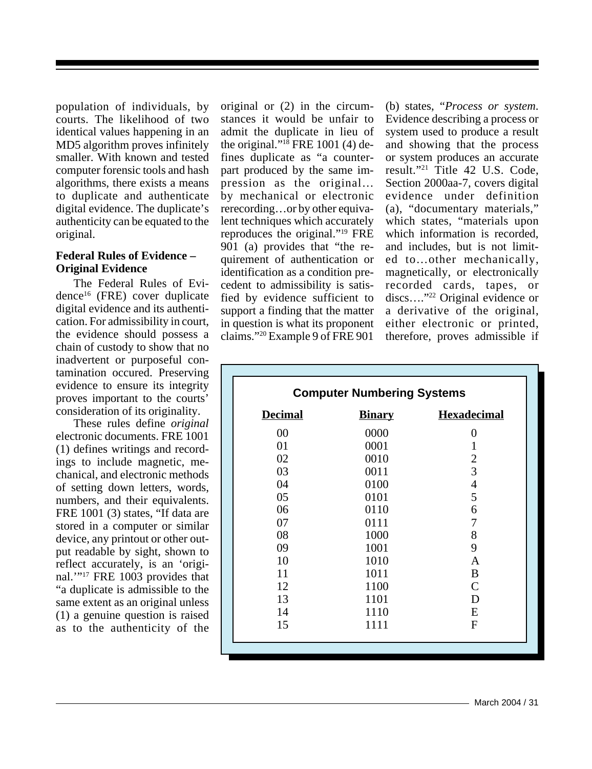population of individuals, by courts. The likelihood of two identical values happening in an MD5 algorithm proves infinitely smaller. With known and tested computer forensic tools and hash algorithms, there exists a means to duplicate and authenticate digital evidence. The duplicate's authenticity can be equated to the original.

**Federal Rules of Evidence – Original Evidence**

The Federal Rules of Evidence[16] (FRE) cover duplicate digital evidence and its authentication. For admissibility in court, the evidence should possess a chain of custody to show that no inadvertent or purposeful contamination occured. Preserving evidence to ensure its integrity proves important to the courts' consideration of its originality.

These rules define *original* electronic documents. FRE 1001 (1) defines writings and recordings to include magnetic, mechanical, and electronic methods of setting down letters, words, numbers, and their equivalents. FRE 1001 (3) states, "If data are stored in a computer or similar device, any printout or other output readable by sight, shown to reflect accurately, is an 'original.'"[17] FRE 1003 provides that "a duplicate is admissible to the same extent as an original unless (1) a genuine question is raised as to the authenticity of the original or (2) in the circumstances it would be unfair to admit the duplicate in lieu of the original."[18] FRE 1001 (4) defines duplicate as "a counterpart produced by the same impression as the original… by mechanical or electronic rerecording…or by other equivalent techniques which accurately reproduces the original."[19] FRE 901 (a) provides that "the requirement of authentication or identification as a condition precedent to admissibility is satisfied by evidence sufficient to support a finding that the matter in question is what its proponent claims."[20] Example 9 of FRE 901 (b) states, "*Process or system.* Evidence describing a process or system used to produce a result and showing that the process or system produces an accurate result."[21] Title 42 U.S. Code, Section 2000aa-7, covers digital evidence under definition (a), "documentary materials," which states, "materials upon which information is recorded, and includes, but is not limited to…other mechanically, magnetically, or electronically recorded cards, tapes, or discs…."[22] Original evidence or a derivative of the original, either electronic or printed, therefore, proves admissible if

**Computer Numbering Systems**

| Decimal | Binary | Hexadecimal |
|---|---|---|
| 00 | 0000 | 0 |
| 01 | 0001 | 1 |
| 02 | 0010 | 2 |
| 03 | 0011 | 3 |
| 04 | 0100 | 4 |
| 05 | 0101 | 5 |
| 06 | 0110 | 6 |
| 07 | 0111 | 7 |
| 08 | 1000 | 8 |
| 09 | 1001 | 9 |
| 10 | 1010 | A |
| 11 | 1011 | B |
| 12 | 1100 | C |
| 13 | 1101 | D |
| 14 | 1110 | E |
| 15 | 1111 | F |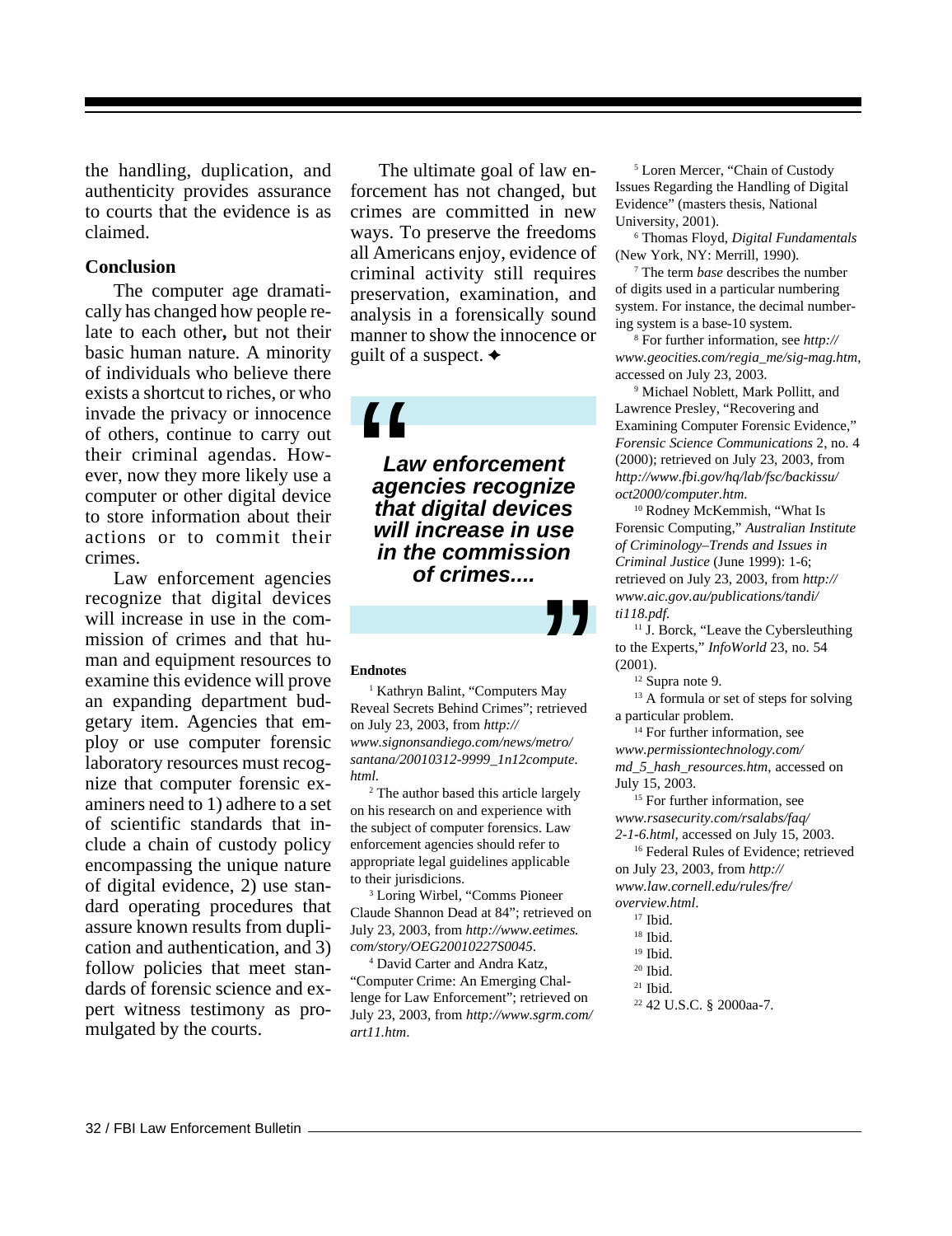the handling, duplication, and authenticity provides assurance to courts that the evidence is as claimed.

## Conclusion

The computer age dramatically has changed how people relate to each other**,** but not their basic human nature. A minority of individuals who believe there exists a shortcut to riches, or who invade the privacy or innocence of others, continue to carry out their criminal agendas. However, now they more likely use a computer or other digital device to store information about their actions or to commit their crimes.

Law enforcement agencies recognize that digital devices will increase in use in the commission of crimes and that human and equipment resources to examine this evidence will prove an expanding department budgetary item. Agencies that employ or use computer forensic laboratory resources must recognize that computer forensic examiners need to 1) adhere to a set of scientific standards that include a chain of custody policy encompassing the unique nature of digital evidence, 2) use standard operating procedures that assure known results from duplication and authentication, and 3) follow policies that meet standards of forensic science and expert witness testimony as promulgated by the courts.

The ultimate goal of law enforcement has not changed, but crimes are committed in new ways. To preserve the freedoms all Americans enjoy, evidence of criminal activity still requires preservation, examination, and analysis in a forensically sound manner to show the innocence or guilt of a suspect. ✦

> ***Law enforcement agencies recognize that digital devices will increase in use in the commission of crimes....***

### Endnotes

[1] Kathryn Balint, "Computers May Reveal Secrets Behind Crimes"; retrieved on July 23, 2003, from *http://www.signonsandiego.com/news/metro/santana/20010312-9999_1n12compute.html.*

[2] The author based this article largely on his research on and experience with the subject of computer forensics. Law enforcement agencies should refer to appropriate legal guidelines applicable to their jurisdictions.

[3] Loring Wirbel, "Comms Pioneer Claude Shannon Dead at 84"; retrieved on July 23, 2003, from *http://www.eetimes.com/story/OEG20010227S0045.*

[4] David Carter and Andra Katz, "Computer Crime: An Emerging Challenge for Law Enforcement"; retrieved on July 23, 2003, from *http://www.sgrm.com/art11.htm.*

[5] Loren Mercer, "Chain of Custody Issues Regarding the Handling of Digital Evidence" (masters thesis, National University, 2001).

[6] Thomas Floyd, *Digital Fundamentals* (New York, NY: Merrill, 1990).

[7] The term *base* describes the number of digits used in a particular numbering system. For instance, the decimal numbering system is a base-10 system.

[8] For further information, see *http://www.geocities.com/regia_me/sig-mag.htm*, accessed on July 23, 2003.

[9] Michael Noblett, Mark Pollitt, and Lawrence Presley, "Recovering and Examining Computer Forensic Evidence," *Forensic Science Communications* 2, no. 4 (2000); retrieved on July 23, 2003, from *http://www.fbi.gov/hq/lab/fsc/backissu/oct2000/computer.htm.*

[10] Rodney McKemmish, "What Is Forensic Computing," *Australian Institute of Criminology–Trends and Issues in Criminal Justice* (June 1999): 1-6; retrieved on July 23, 2003, from *http://www.aic.gov.au/publications/tandi/ti118.pdf.*

[11] J. Borck, "Leave the Cybersleuthing to the Experts," *InfoWorld* 23, no. 54 (2001).

[12] Supra note 9.

[13] A formula or set of steps for solving a particular problem.

[14] For further information, see *www.permissiontechnology.com/md_5_hash_resources.htm*, accessed on July 15, 2003.

[15] For further information, see *www.rsasecurity.com/rsalabs/faq/2-1-6.html*, accessed on July 15, 2003.

[16] Federal Rules of Evidence; retrieved on July 23, 2003, from *http://www.law.cornell.edu/rules/fre/overview.html.*

[17] Ibid.

[18] Ibid.

[19] Ibid.

[20] Ibid.

[21] Ibid.

[22] 42 U.S.C. § 2000aa-7.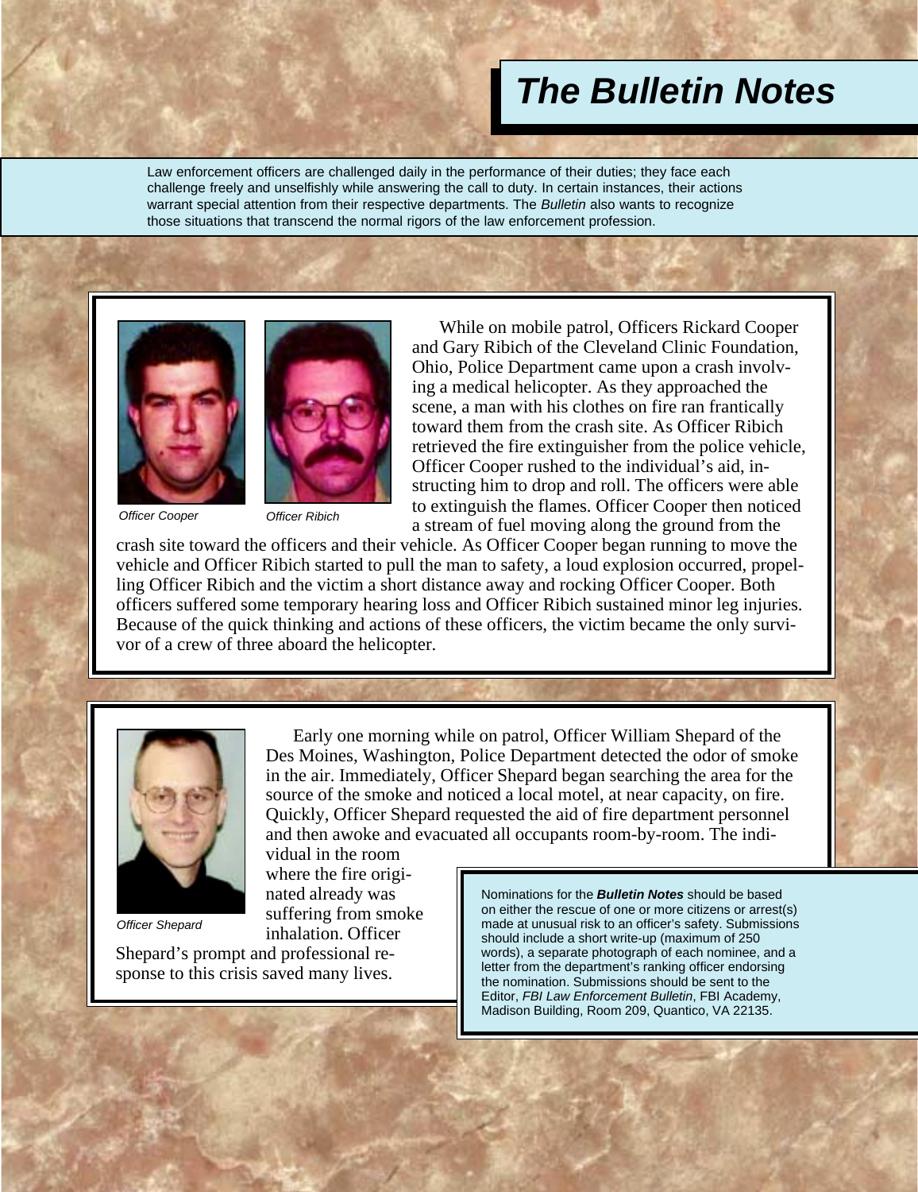# The Bulletin Notes

Law enforcement officers are challenged daily in the performance of their duties; they face each challenge freely and unselfishly while answering the call to duty. In certain instances, their actions warrant special attention from their respective departments. The *Bulletin* also wants to recognize those situations that transcend the normal rigors of the law enforcement profession.

*Officer Cooper*

*Officer Ribich*

While on mobile patrol, Officers Rickard Cooper and Gary Ribich of the Cleveland Clinic Foundation, Ohio, Police Department came upon a crash involving a medical helicopter. As they approached the scene, a man with his clothes on fire ran frantically toward them from the crash site. As Officer Ribich retrieved the fire extinguisher from the police vehicle, Officer Cooper rushed to the individual's aid, instructing him to drop and roll. The officers were able to extinguish the flames. Officer Cooper then noticed a stream of fuel moving along the ground from the crash site toward the officers and their vehicle. As Officer Cooper began running to move the vehicle and Officer Ribich started to pull the man to safety, a loud explosion occurred, propelling Officer Ribich and the victim a short distance away and rocking Officer Cooper. Both officers suffered some temporary hearing loss and Officer Ribich sustained minor leg injuries. Because of the quick thinking and actions of these officers, the victim became the only survivor of a crew of three aboard the helicopter.

*Officer Shepard*

Early one morning while on patrol, Officer William Shepard of the Des Moines, Washington, Police Department detected the odor of smoke in the air. Immediately, Officer Shepard began searching the area for the source of the smoke and noticed a local motel, at near capacity, on fire. Quickly, Officer Shepard requested the aid of fire department personnel and then awoke and evacuated all occupants room-by-room. The individual in the room where the fire originated already was suffering from smoke inhalation. Officer Shepard's prompt and professional response to this crisis saved many lives.

Nominations for the ***Bulletin Notes*** should be based on either the rescue of one or more citizens or arrest(s) made at unusual risk to an officer's safety. Submissions should include a short write-up (maximum of 250 words), a separate photograph of each nominee, and a letter from the department's ranking officer endorsing the nomination. Submissions should be sent to the Editor, *FBI Law Enforcement Bulletin*, FBI Academy, Madison Building, Room 209, Quantico, VA 22135.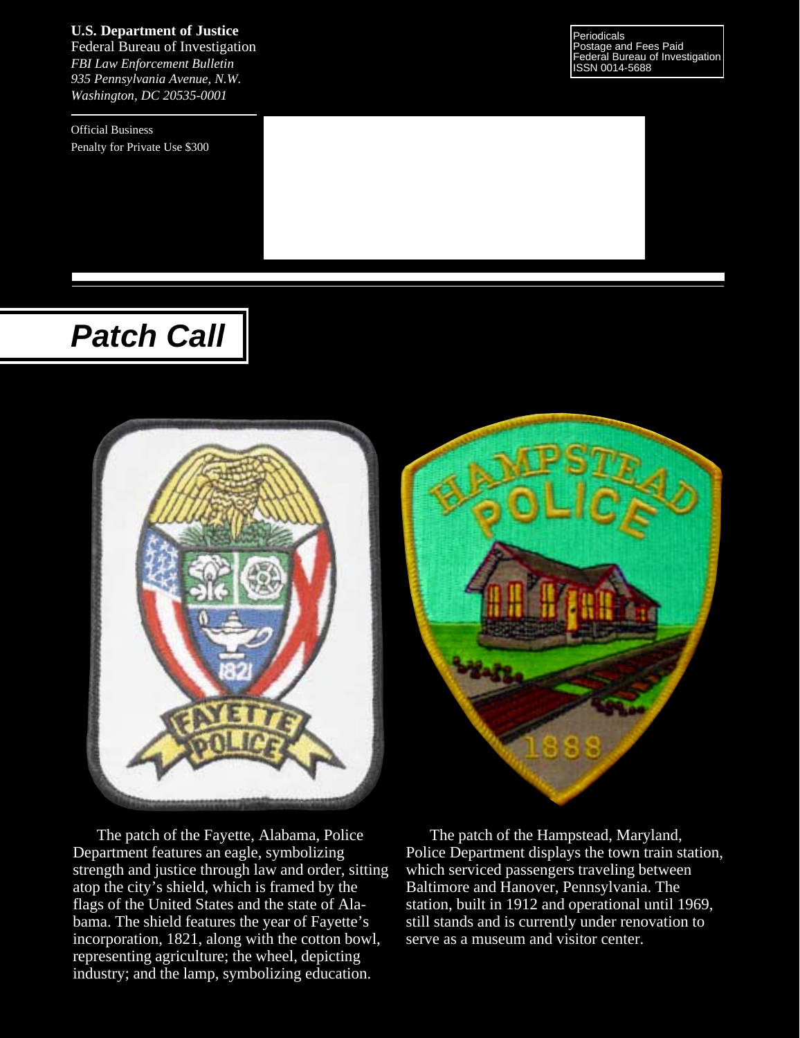**U.S. Department of Justice**
Federal Bureau of Investigation
*FBI Law Enforcement Bulletin*
*935 Pennsylvania Avenue, N.W.*
*Washington, DC 20535-0001*

Official Business
Penalty for Private Use $300

Periodicals
Postage and Fees Paid
Federal Bureau of Investigation
ISSN 0014-5688

## *Patch Call*

The patch of the Fayette, Alabama, Police Department features an eagle, symbolizing strength and justice through law and order, sitting atop the city's shield, which is framed by the flags of the United States and the state of Alabama. The shield features the year of Fayette's incorporation, 1821, along with the cotton bowl, representing agriculture; the wheel, depicting industry; and the lamp, symbolizing education.

The patch of the Hampstead, Maryland, Police Department displays the town train station, which serviced passengers traveling between Baltimore and Hanover, Pennsylvania. The station, built in 1912 and operational until 1969, still stands and is currently under renovation to serve as a museum and visitor center.